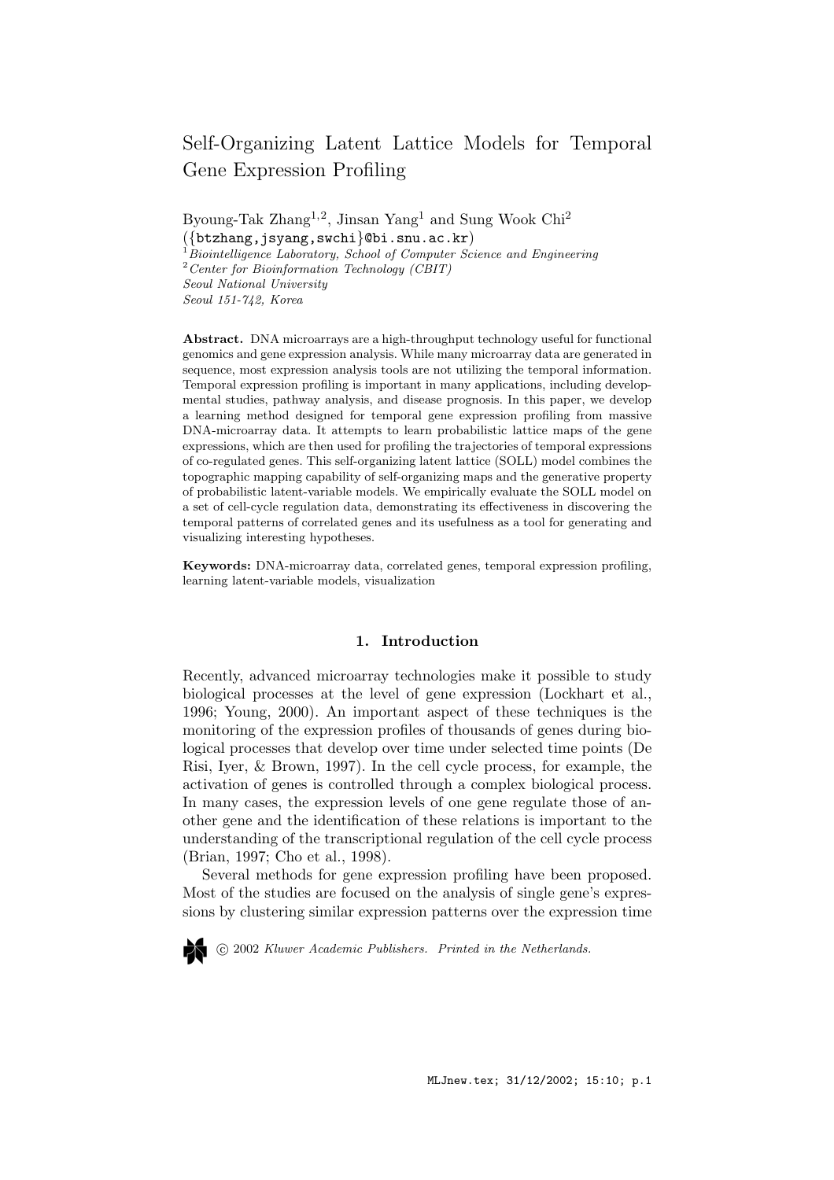# Self-Organizing Latent Lattice Models for Temporal Gene Expression Profiling

Byoung-Tak Zhang[1,2], Jinsan Yang[1] and Sung Wook Chi[2]
({btzhang,jsyang,swchi}@bi.snu.ac.kr)

[1] *Biointelligence Laboratory, School of Computer Science and Engineering*
[2] *Center for Bioinformation Technology (CBIT)*
*Seoul National University*
*Seoul 151-742, Korea*

**Abstract.** DNA microarrays are a high-throughput technology useful for functional genomics and gene expression analysis. While many microarray data are generated in sequence, most expression analysis tools are not utilizing the temporal information. Temporal expression profiling is important in many applications, including developmental studies, pathway analysis, and disease prognosis. In this paper, we develop a learning method designed for temporal gene expression profiling from massive DNA-microarray data. It attempts to learn probabilistic lattice maps of the gene expressions, which are then used for profiling the trajectories of temporal expressions of co-regulated genes. This self-organizing latent lattice (SOLL) model combines the topographic mapping capability of self-organizing maps and the generative property of probabilistic latent-variable models. We empirically evaluate the SOLL model on a set of cell-cycle regulation data, demonstrating its effectiveness in discovering the temporal patterns of correlated genes and its usefulness as a tool for generating and visualizing interesting hypotheses.

**Keywords:** DNA-microarray data, correlated genes, temporal expression profiling, learning latent-variable models, visualization

## 1. Introduction

Recently, advanced microarray technologies make it possible to study biological processes at the level of gene expression (Lockhart et al., 1996; Young, 2000). An important aspect of these techniques is the monitoring of the expression profiles of thousands of genes during biological processes that develop over time under selected time points (De Risi, Iyer, & Brown, 1997). In the cell cycle process, for example, the activation of genes is controlled through a complex biological process. In many cases, the expression levels of one gene regulate those of another gene and the identification of these relations is important to the understanding of the transcriptional regulation of the cell cycle process (Brian, 1997; Cho et al., 1998).

Several methods for gene expression profiling have been proposed. Most of the studies are focused on the analysis of single gene's expressions by clustering similar expression patterns over the expression time

© 2002 *Kluwer Academic Publishers. Printed in the Netherlands.*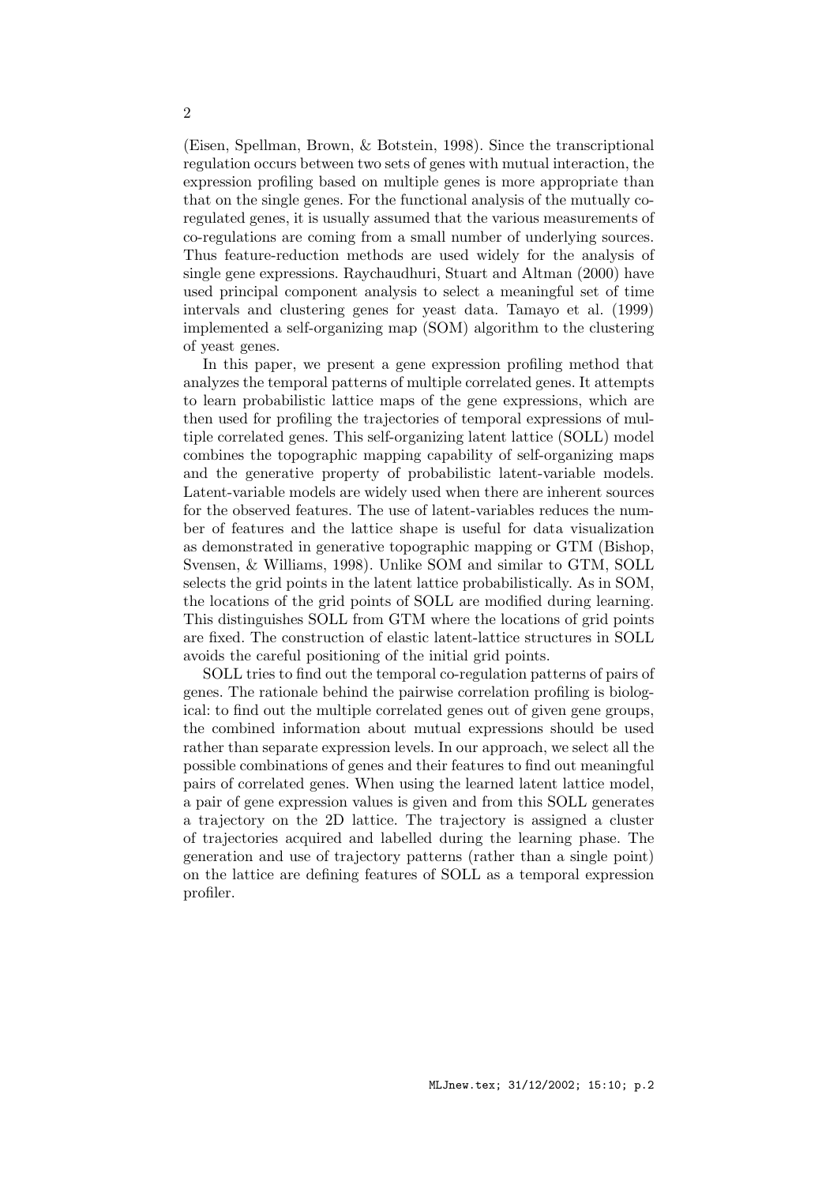(Eisen, Spellman, Brown, & Botstein, 1998). Since the transcriptional regulation occurs between two sets of genes with mutual interaction, the expression profiling based on multiple genes is more appropriate than that on the single genes. For the functional analysis of the mutually co-regulated genes, it is usually assumed that the various measurements of co-regulations are coming from a small number of underlying sources. Thus feature-reduction methods are used widely for the analysis of single gene expressions. Raychaudhuri, Stuart and Altman (2000) have used principal component analysis to select a meaningful set of time intervals and clustering genes for yeast data. Tamayo et al. (1999) implemented a self-organizing map (SOM) algorithm to the clustering of yeast genes.

In this paper, we present a gene expression profiling method that analyzes the temporal patterns of multiple correlated genes. It attempts to learn probabilistic lattice maps of the gene expressions, which are then used for profiling the trajectories of temporal expressions of multiple correlated genes. This self-organizing latent lattice (SOLL) model combines the topographic mapping capability of self-organizing maps and the generative property of probabilistic latent-variable models. Latent-variable models are widely used when there are inherent sources for the observed features. The use of latent-variables reduces the number of features and the lattice shape is useful for data visualization as demonstrated in generative topographic mapping or GTM (Bishop, Svensen, & Williams, 1998). Unlike SOM and similar to GTM, SOLL selects the grid points in the latent lattice probabilistically. As in SOM, the locations of the grid points of SOLL are modified during learning. This distinguishes SOLL from GTM where the locations of grid points are fixed. The construction of elastic latent-lattice structures in SOLL avoids the careful positioning of the initial grid points.

SOLL tries to find out the temporal co-regulation patterns of pairs of genes. The rationale behind the pairwise correlation profiling is biological: to find out the multiple correlated genes out of given gene groups, the combined information about mutual expressions should be used rather than separate expression levels. In our approach, we select all the possible combinations of genes and their features to find out meaningful pairs of correlated genes. When using the learned latent lattice model, a pair of gene expression values is given and from this SOLL generates a trajectory on the 2D lattice. The trajectory is assigned a cluster of trajectories acquired and labelled during the learning phase. The generation and use of trajectory patterns (rather than a single point) on the lattice are defining features of SOLL as a temporal expression profiler.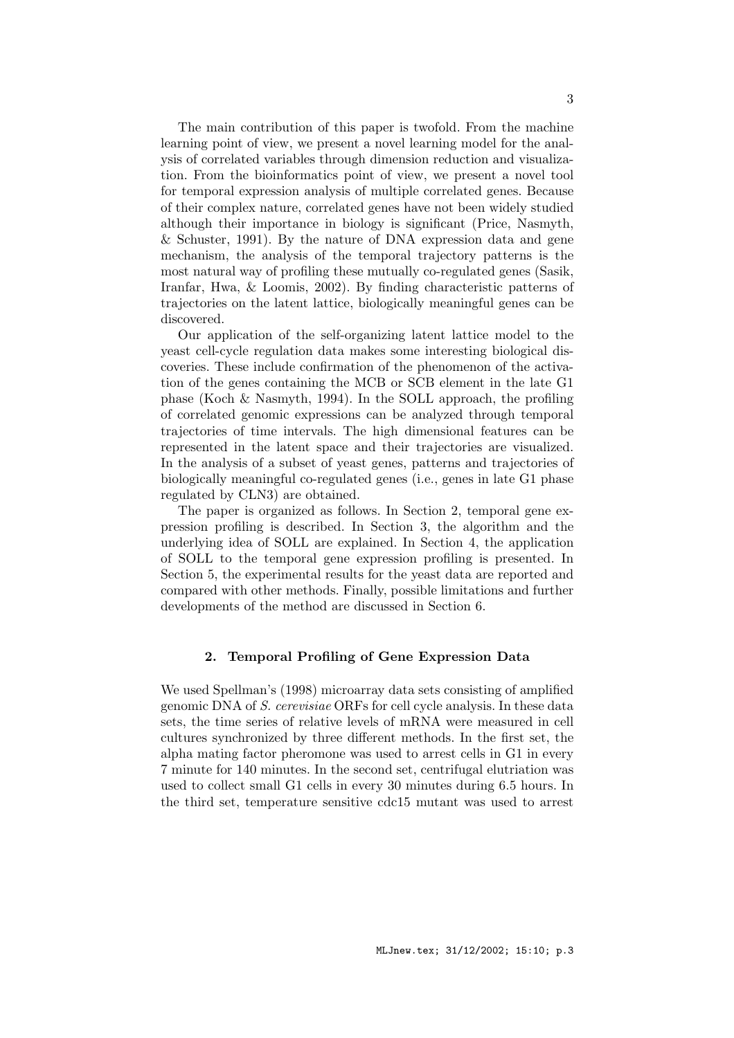The main contribution of this paper is twofold. From the machine learning point of view, we present a novel learning model for the analysis of correlated variables through dimension reduction and visualization. From the bioinformatics point of view, we present a novel tool for temporal expression analysis of multiple correlated genes. Because of their complex nature, correlated genes have not been widely studied although their importance in biology is significant (Price, Nasmyth, & Schuster, 1991). By the nature of DNA expression data and gene mechanism, the analysis of the temporal trajectory patterns is the most natural way of profiling these mutually co-regulated genes (Sasik, Iranfar, Hwa, & Loomis, 2002). By finding characteristic patterns of trajectories on the latent lattice, biologically meaningful genes can be discovered.

Our application of the self-organizing latent lattice model to the yeast cell-cycle regulation data makes some interesting biological discoveries. These include confirmation of the phenomenon of the activation of the genes containing the MCB or SCB element in the late G1 phase (Koch & Nasmyth, 1994). In the SOLL approach, the profiling of correlated genomic expressions can be analyzed through temporal trajectories of time intervals. The high dimensional features can be represented in the latent space and their trajectories are visualized. In the analysis of a subset of yeast genes, patterns and trajectories of biologically meaningful co-regulated genes (i.e., genes in late G1 phase regulated by CLN3) are obtained.

The paper is organized as follows. In Section 2, temporal gene expression profiling is described. In Section 3, the algorithm and the underlying idea of SOLL are explained. In Section 4, the application of SOLL to the temporal gene expression profiling is presented. In Section 5, the experimental results for the yeast data are reported and compared with other methods. Finally, possible limitations and further developments of the method are discussed in Section 6.

## 2. Temporal Profiling of Gene Expression Data

We used Spellman's (1998) microarray data sets consisting of amplified genomic DNA of *S. cerevisiae* ORFs for cell cycle analysis. In these data sets, the time series of relative levels of mRNA were measured in cell cultures synchronized by three different methods. In the first set, the alpha mating factor pheromone was used to arrest cells in G1 in every 7 minute for 140 minutes. In the second set, centrifugal elutriation was used to collect small G1 cells in every 30 minutes during 6.5 hours. In the third set, temperature sensitive cdc15 mutant was used to arrest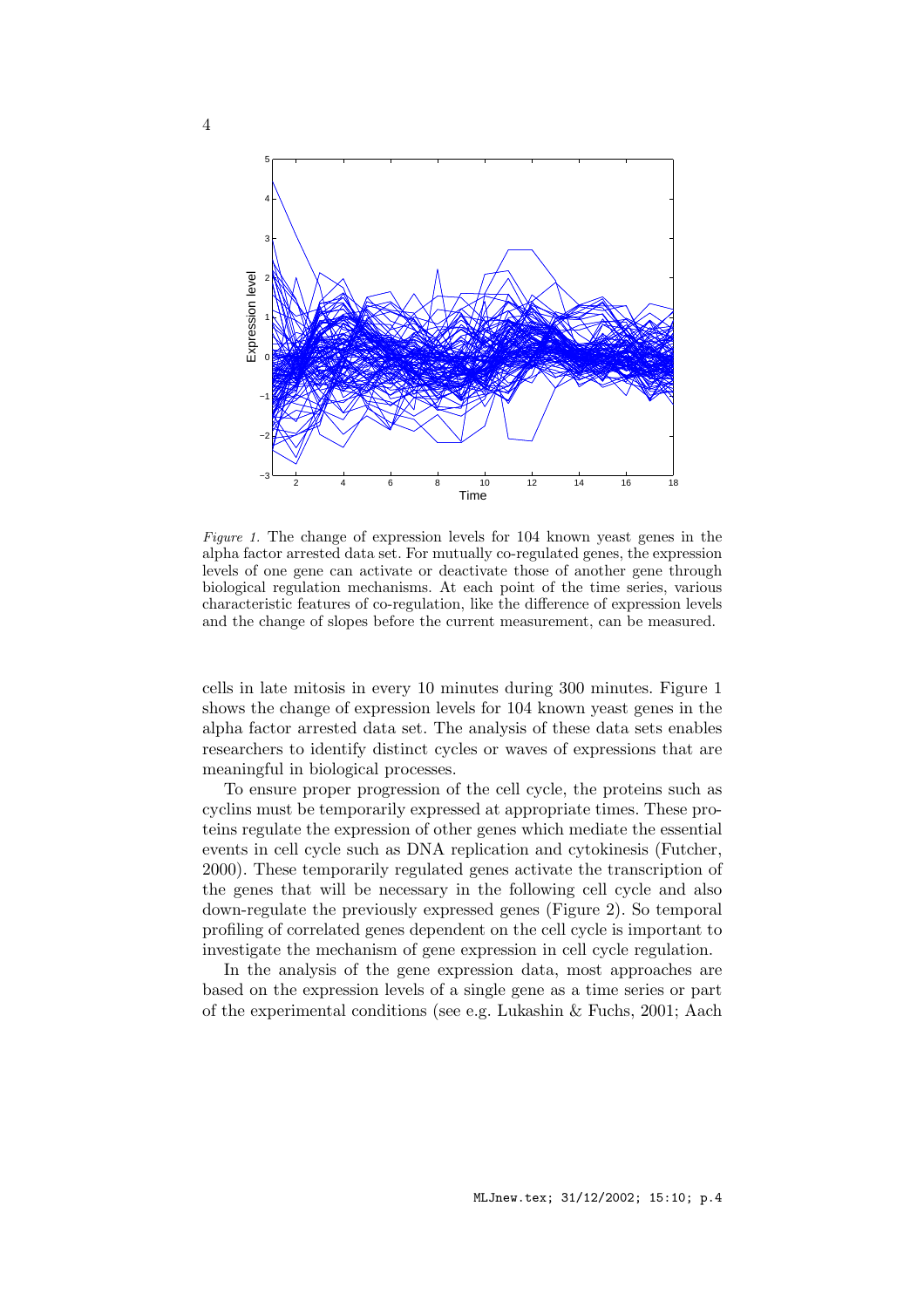*Figure 1.* The change of expression levels for 104 known yeast genes in the alpha factor arrested data set. For mutually co-regulated genes, the expression levels of one gene can activate or deactivate those of another gene through biological regulation mechanisms. At each point of the time series, various characteristic features of co-regulation, like the difference of expression levels and the change of slopes before the current measurement, can be measured.

cells in late mitosis in every 10 minutes during 300 minutes. Figure 1 shows the change of expression levels for 104 known yeast genes in the alpha factor arrested data set. The analysis of these data sets enables researchers to identify distinct cycles or waves of expressions that are meaningful in biological processes.

To ensure proper progression of the cell cycle, the proteins such as cyclins must be temporarily expressed at appropriate times. These proteins regulate the expression of other genes which mediate the essential events in cell cycle such as DNA replication and cytokinesis (Futcher, 2000). These temporarily regulated genes activate the transcription of the genes that will be necessary in the following cell cycle and also down-regulate the previously expressed genes (Figure 2). So temporal profiling of correlated genes dependent on the cell cycle is important to investigate the mechanism of gene expression in cell cycle regulation.

In the analysis of the gene expression data, most approaches are based on the expression levels of a single gene as a time series or part of the experimental conditions (see e.g. Lukashin & Fuchs, 2001; Aach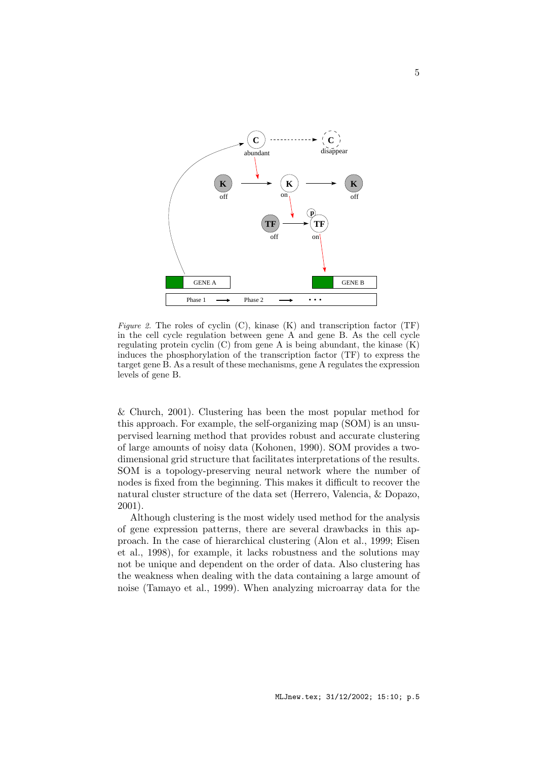*Figure 2.* The roles of cyclin (C), kinase (K) and transcription factor (TF) in the cell cycle regulation between gene A and gene B. As the cell cycle regulating protein cyclin (C) from gene A is being abundant, the kinase (K) induces the phosphorylation of the transcription factor (TF) to express the target gene B. As a result of these mechanisms, gene A regulates the expression levels of gene B.

& Church, 2001). Clustering has been the most popular method for this approach. For example, the self-organizing map (SOM) is an unsupervised learning method that provides robust and accurate clustering of large amounts of noisy data (Kohonen, 1990). SOM provides a two-dimensional grid structure that facilitates interpretations of the results. SOM is a topology-preserving neural network where the number of nodes is fixed from the beginning. This makes it difficult to recover the natural cluster structure of the data set (Herrero, Valencia, & Dopazo, 2001).

Although clustering is the most widely used method for the analysis of gene expression patterns, there are several drawbacks in this approach. In the case of hierarchical clustering (Alon et al., 1999; Eisen et al., 1998), for example, it lacks robustness and the solutions may not be unique and dependent on the order of data. Also clustering has the weakness when dealing with the data containing a large amount of noise (Tamayo et al., 1999). When analyzing microarray data for the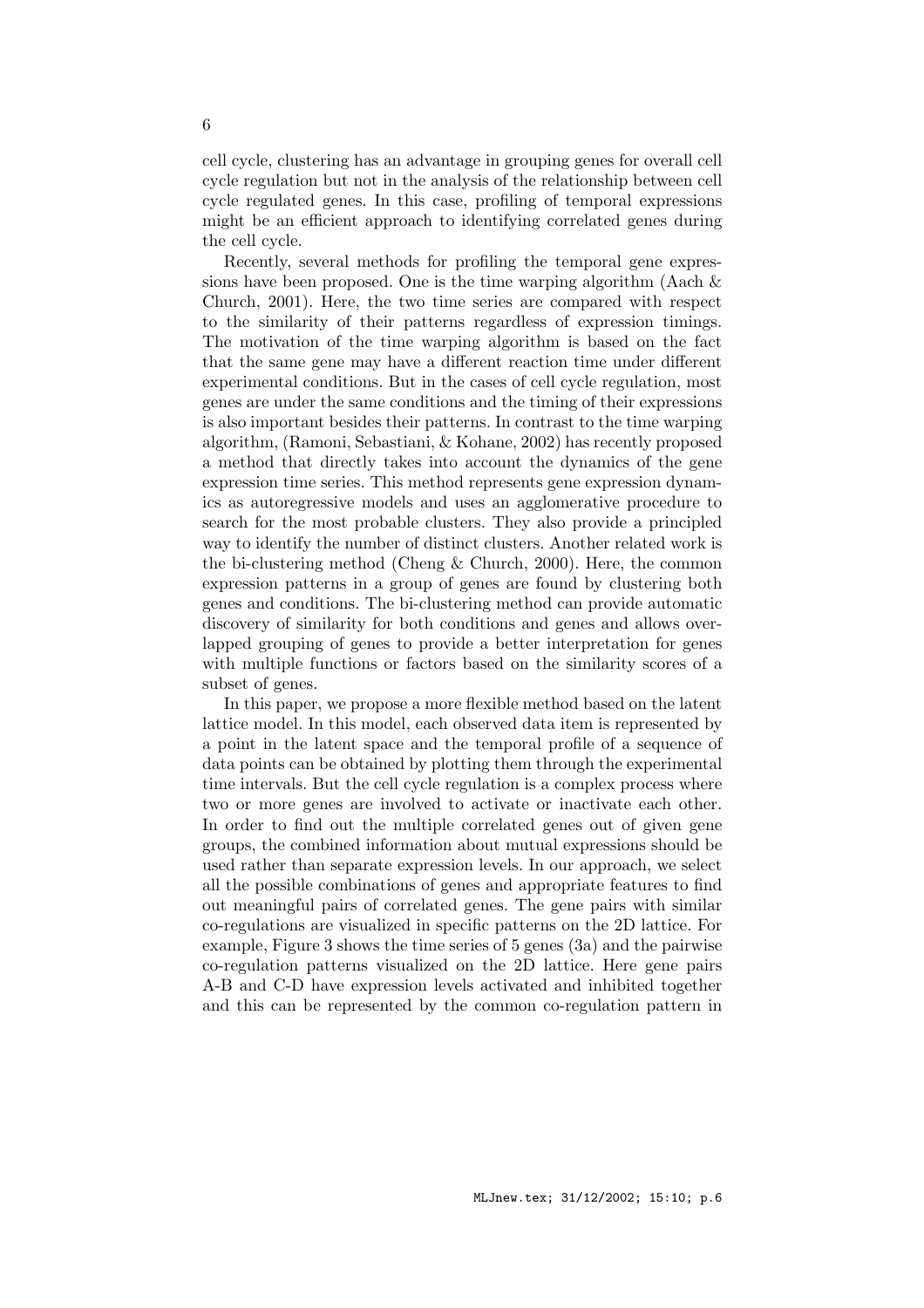cell cycle, clustering has an advantage in grouping genes for overall cell cycle regulation but not in the analysis of the relationship between cell cycle regulated genes. In this case, profiling of temporal expressions might be an efficient approach to identifying correlated genes during the cell cycle.

Recently, several methods for profiling the temporal gene expressions have been proposed. One is the time warping algorithm (Aach & Church, 2001). Here, the two time series are compared with respect to the similarity of their patterns regardless of expression timings. The motivation of the time warping algorithm is based on the fact that the same gene may have a different reaction time under different experimental conditions. But in the cases of cell cycle regulation, most genes are under the same conditions and the timing of their expressions is also important besides their patterns. In contrast to the time warping algorithm, (Ramoni, Sebastiani, & Kohane, 2002) has recently proposed a method that directly takes into account the dynamics of the gene expression time series. This method represents gene expression dynamics as autoregressive models and uses an agglomerative procedure to search for the most probable clusters. They also provide a principled way to identify the number of distinct clusters. Another related work is the bi-clustering method (Cheng & Church, 2000). Here, the common expression patterns in a group of genes are found by clustering both genes and conditions. The bi-clustering method can provide automatic discovery of similarity for both conditions and genes and allows overlapped grouping of genes to provide a better interpretation for genes with multiple functions or factors based on the similarity scores of a subset of genes.

In this paper, we propose a more flexible method based on the latent lattice model. In this model, each observed data item is represented by a point in the latent space and the temporal profile of a sequence of data points can be obtained by plotting them through the experimental time intervals. But the cell cycle regulation is a complex process where two or more genes are involved to activate or inactivate each other. In order to find out the multiple correlated genes out of given gene groups, the combined information about mutual expressions should be used rather than separate expression levels. In our approach, we select all the possible combinations of genes and appropriate features to find out meaningful pairs of correlated genes. The gene pairs with similar co-regulations are visualized in specific patterns on the 2D lattice. For example, Figure 3 shows the time series of 5 genes (3a) and the pairwise co-regulation patterns visualized on the 2D lattice. Here gene pairs A-B and C-D have expression levels activated and inhibited together and this can be represented by the common co-regulation pattern in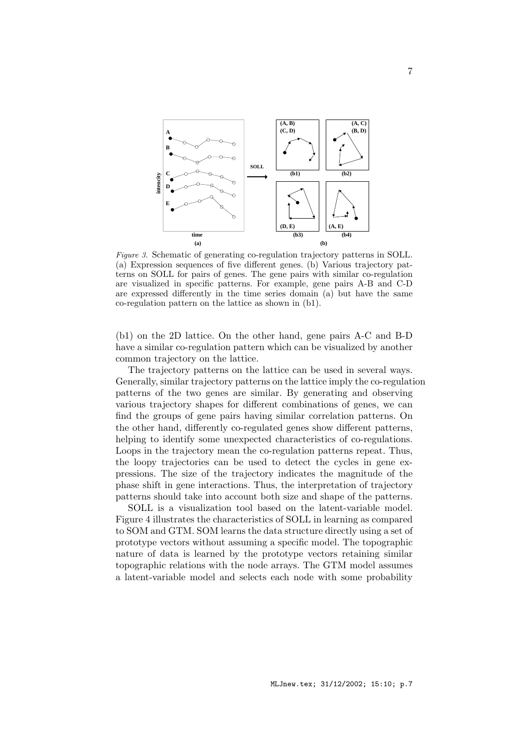*Figure 3.* Schematic of generating co-regulation trajectory patterns in SOLL. (a) Expression sequences of five different genes. (b) Various trajectory patterns on SOLL for pairs of genes. The gene pairs with similar co-regulation are visualized in specific patterns. For example, gene pairs A-B and C-D are expressed differently in the time series domain (a) but have the same co-regulation pattern on the lattice as shown in (b1).

(b1) on the 2D lattice. On the other hand, gene pairs A-C and B-D have a similar co-regulation pattern which can be visualized by another common trajectory on the lattice.

The trajectory patterns on the lattice can be used in several ways. Generally, similar trajectory patterns on the lattice imply the co-regulation patterns of the two genes are similar. By generating and observing various trajectory shapes for different combinations of genes, we can find the groups of gene pairs having similar correlation patterns. On the other hand, differently co-regulated genes show different patterns, helping to identify some unexpected characteristics of co-regulations. Loops in the trajectory mean the co-regulation patterns repeat. Thus, the loopy trajectories can be used to detect the cycles in gene expressions. The size of the trajectory indicates the magnitude of the phase shift in gene interactions. Thus, the interpretation of trajectory patterns should take into account both size and shape of the patterns.

SOLL is a visualization tool based on the latent-variable model. Figure 4 illustrates the characteristics of SOLL in learning as compared to SOM and GTM. SOM learns the data structure directly using a set of prototype vectors without assuming a specific model. The topographic nature of data is learned by the prototype vectors retaining similar topographic relations with the node arrays. The GTM model assumes a latent-variable model and selects each node with some probability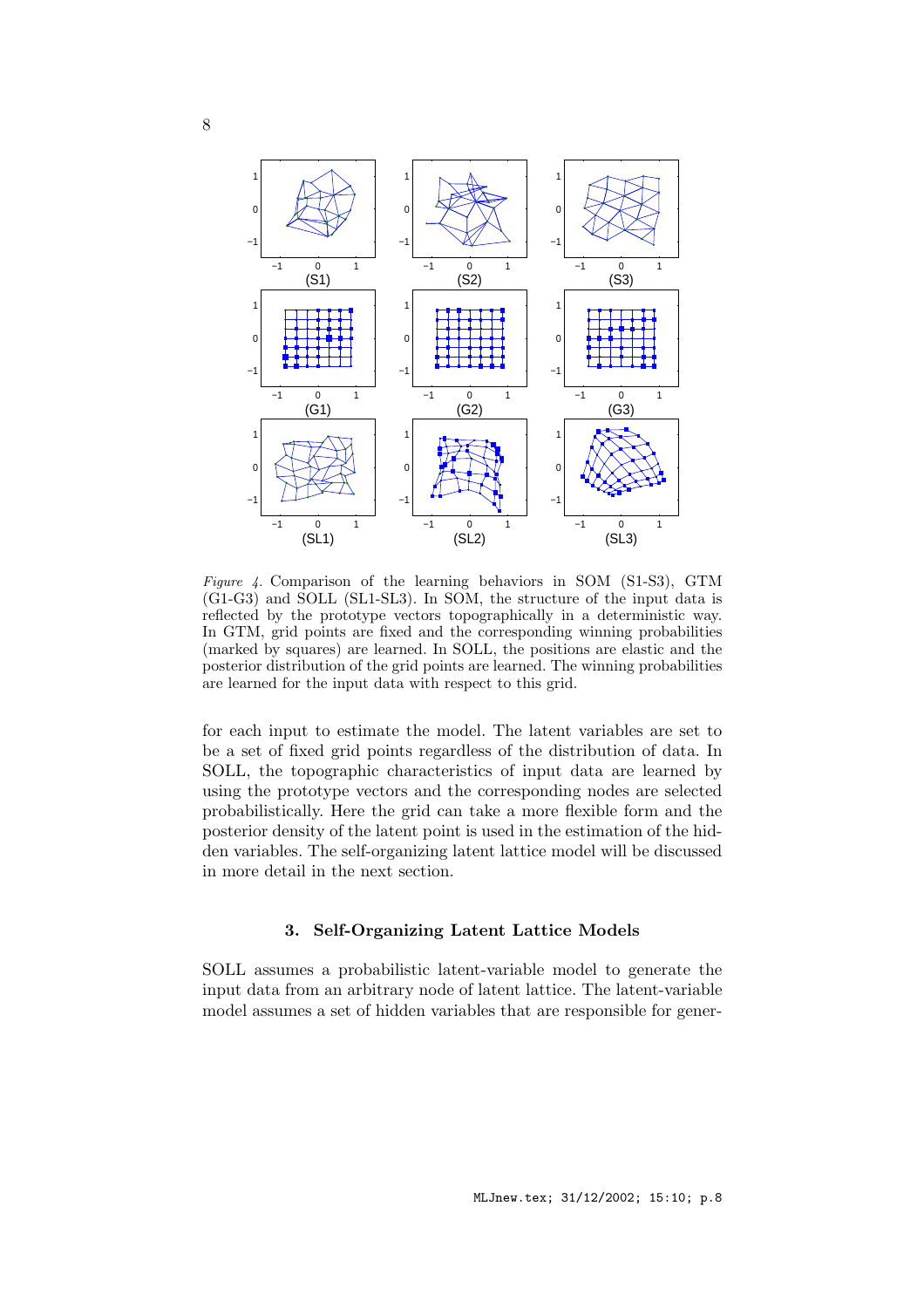*Figure 4.* Comparison of the learning behaviors in SOM (S1-S3), GTM (G1-G3) and SOLL (SL1-SL3). In SOM, the structure of the input data is reflected by the prototype vectors topographically in a deterministic way. In GTM, grid points are fixed and the corresponding winning probabilities (marked by squares) are learned. In SOLL, the positions are elastic and the posterior distribution of the grid points are learned. The winning probabilities are learned for the input data with respect to this grid.

for each input to estimate the model. The latent variables are set to be a set of fixed grid points regardless of the distribution of data. In SOLL, the topographic characteristics of input data are learned by using the prototype vectors and the corresponding nodes are selected probabilistically. Here the grid can take a more flexible form and the posterior density of the latent point is used in the estimation of the hidden variables. The self-organizing latent lattice model will be discussed in more detail in the next section.

## 3. Self-Organizing Latent Lattice Models

SOLL assumes a probabilistic latent-variable model to generate the input data from an arbitrary node of latent lattice. The latent-variable model assumes a set of hidden variables that are responsible for gener-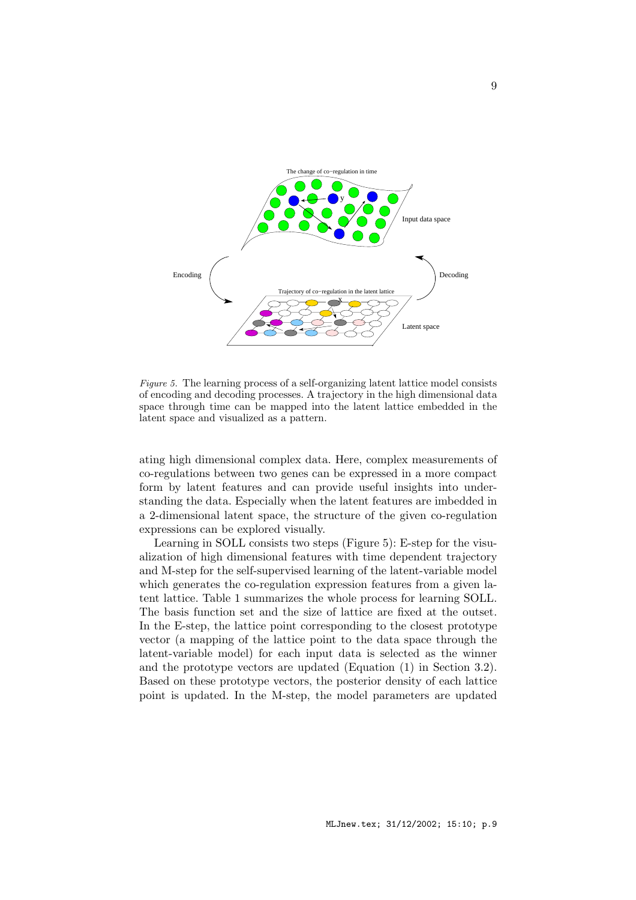*Figure 5.* The learning process of a self-organizing latent lattice model consists of encoding and decoding processes. A trajectory in the high dimensional data space through time can be mapped into the latent lattice embedded in the latent space and visualized as a pattern.

ating high dimensional complex data. Here, complex measurements of co-regulations between two genes can be expressed in a more compact form by latent features and can provide useful insights into understanding the data. Especially when the latent features are imbedded in a 2-dimensional latent space, the structure of the given co-regulation expressions can be explored visually.

Learning in SOLL consists two steps (Figure 5): E-step for the visualization of high dimensional features with time dependent trajectory and M-step for the self-supervised learning of the latent-variable model which generates the co-regulation expression features from a given latent lattice. Table 1 summarizes the whole process for learning SOLL. The basis function set and the size of lattice are fixed at the outset. In the E-step, the lattice point corresponding to the closest prototype vector (a mapping of the lattice point to the data space through the latent-variable model) for each input data is selected as the winner and the prototype vectors are updated (Equation (1) in Section 3.2). Based on these prototype vectors, the posterior density of each lattice point is updated. In the M-step, the model parameters are updated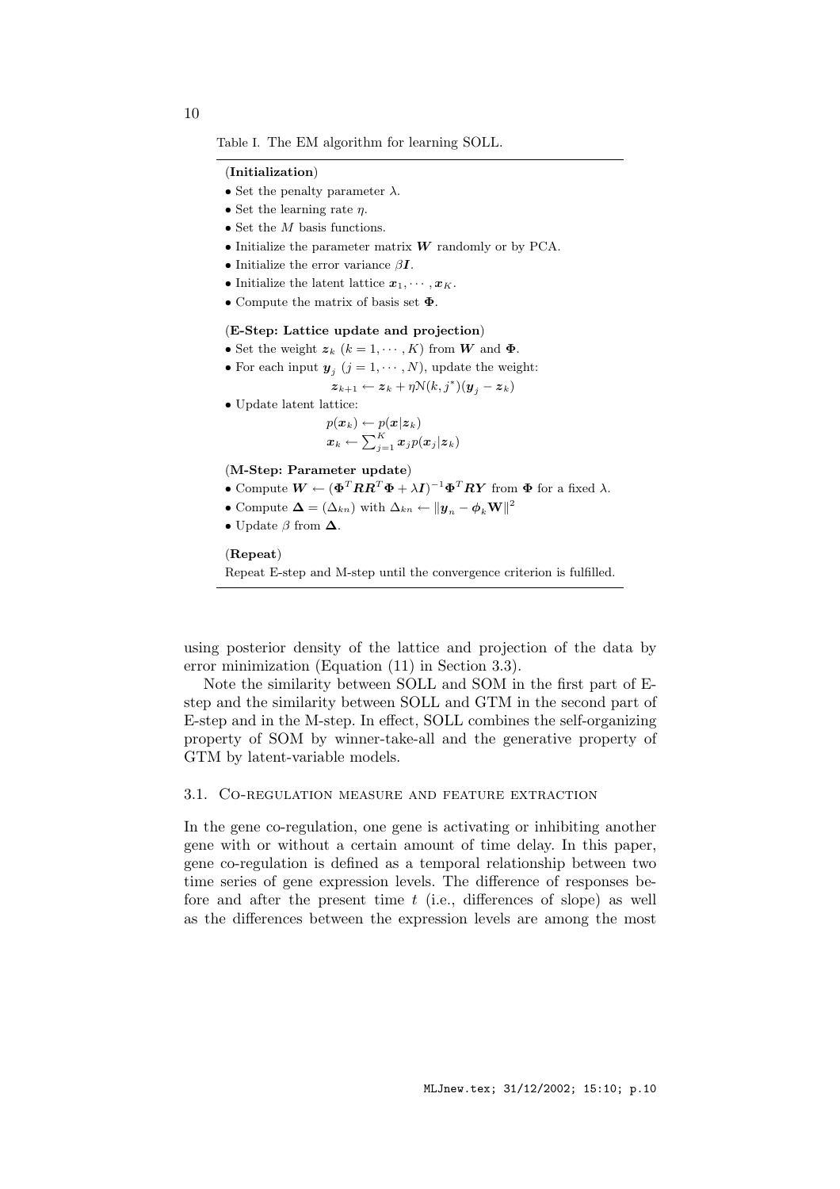Table I. The EM algorithm for learning SOLL.

**(Initialization)**

- Set the penalty parameter $\lambda$.
- Set the learning rate $\eta$.
- Set the $M$ basis functions.
- Initialize the parameter matrix $\boldsymbol{W}$ randomly or by PCA.
- Initialize the error variance $\beta \boldsymbol{I}$.
- Initialize the latent lattice $\boldsymbol{x}_1, \cdots, \boldsymbol{x}_K$.
- Compute the matrix of basis set $\boldsymbol{\Phi}$.

**(E-Step: Lattice update and projection)**

- Set the weight $\boldsymbol{z}_k$ $(k = 1, \cdots, K)$ from $\boldsymbol{W}$ and $\boldsymbol{\Phi}$.
- For each input $\boldsymbol{y}_j$ $(j = 1, \cdots, N)$, update the weight:

$$\boldsymbol{z}_{k+1} \leftarrow \boldsymbol{z}_k + \eta \mathcal{N}(k, j^*)(\boldsymbol{y}_j - \boldsymbol{z}_k)$$

- Update latent lattice:

$$p(\boldsymbol{x}_k) \leftarrow p(\boldsymbol{x}|\boldsymbol{z}_k)$$
$$\boldsymbol{x}_k \leftarrow \sum_{j=1}^{K} \boldsymbol{x}_j p(\boldsymbol{x}_j|\boldsymbol{z}_k)$$

**(M-Step: Parameter update)**

- Compute $\boldsymbol{W} \leftarrow (\boldsymbol{\Phi}^T \boldsymbol{R}\boldsymbol{R}^T \boldsymbol{\Phi} + \lambda \boldsymbol{I})^{-1} \boldsymbol{\Phi}^T \boldsymbol{R}\boldsymbol{Y}$ from $\boldsymbol{\Phi}$ for a fixed $\lambda$.
- Compute $\boldsymbol{\Delta} = (\Delta_{kn})$ with $\Delta_{kn} \leftarrow \|\boldsymbol{y}_n - \boldsymbol{\phi}_k \mathbf{W}\|^2$
- Update $\beta$ from $\boldsymbol{\Delta}$.

**(Repeat)**

Repeat E-step and M-step until the convergence criterion is fulfilled.

---

using posterior density of the lattice and projection of the data by error minimization (Equation (11) in Section 3.3).

Note the similarity between SOLL and SOM in the first part of E-step and the similarity between SOLL and GTM in the second part of E-step and in the M-step. In effect, SOLL combines the self-organizing property of SOM by winner-take-all and the generative property of GTM by latent-variable models.

### 3.1. Co-regulation measure and feature extraction

In the gene co-regulation, one gene is activating or inhibiting another gene with or without a certain amount of time delay. In this paper, gene co-regulation is defined as a temporal relationship between two time series of gene expression levels. The difference of responses before and after the present time $t$ (i.e., differences of slope) as well as the differences between the expression levels are among the most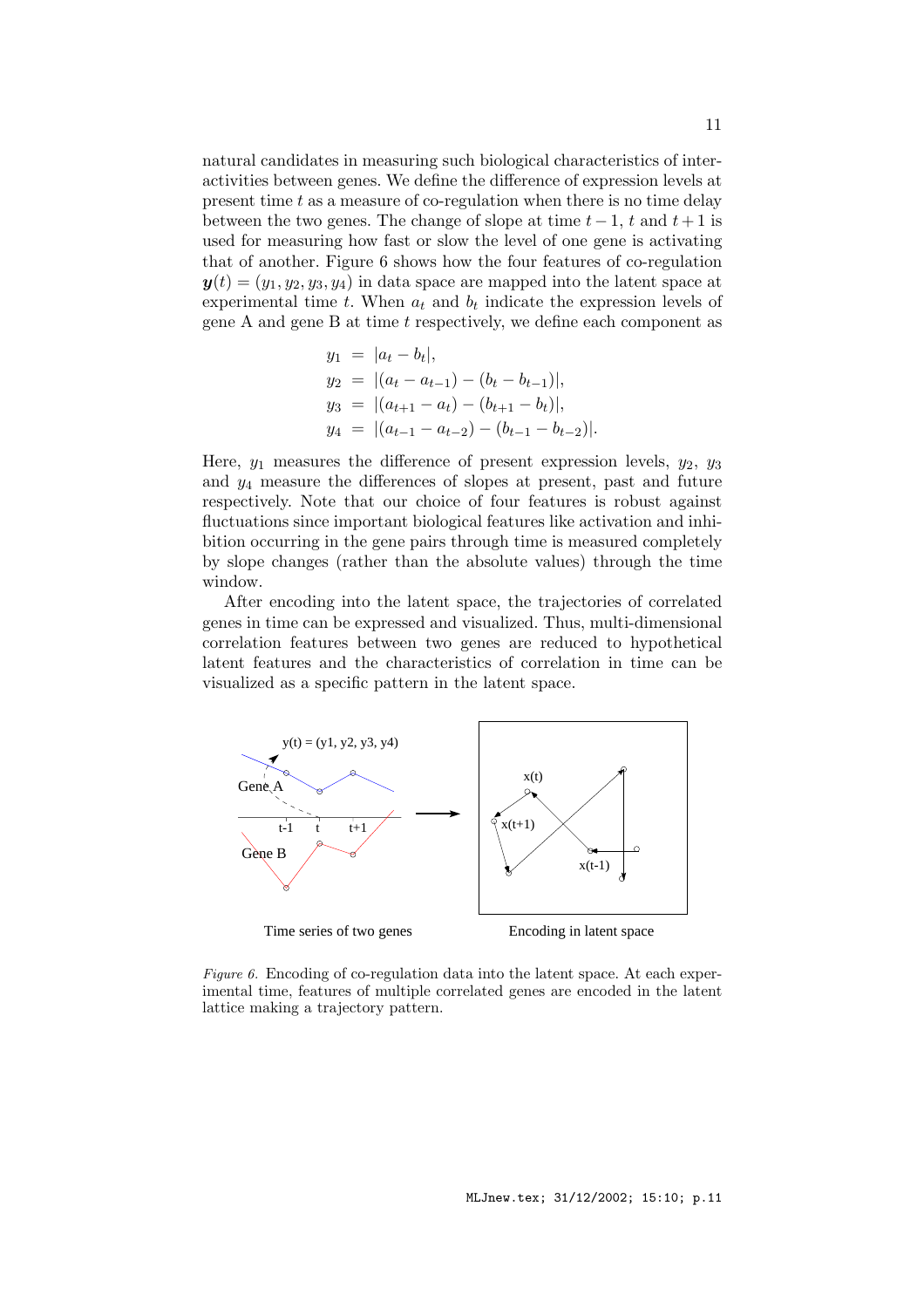natural candidates in measuring such biological characteristics of inter-activities between genes. We define the difference of expression levels at present time $t$ as a measure of co-regulation when there is no time delay between the two genes. The change of slope at time $t-1$, $t$ and $t+1$ is used for measuring how fast or slow the level of one gene is activating that of another. Figure 6 shows how the four features of co-regulation $\boldsymbol{y}(t) = (y_1, y_2, y_3, y_4)$ in data space are mapped into the latent space at experimental time $t$. When $a_t$ and $b_t$ indicate the expression levels of gene A and gene B at time $t$ respectively, we define each component as

$$
\begin{aligned}
y_1 &= |a_t - b_t|, \\
y_2 &= |(a_t - a_{t-1}) - (b_t - b_{t-1})|, \\
y_3 &= |(a_{t+1} - a_t) - (b_{t+1} - b_t)|, \\
y_4 &= |(a_{t-1} - a_{t-2}) - (b_{t-1} - b_{t-2})|.
\end{aligned}
$$

Here, $y_1$ measures the difference of present expression levels, $y_2$, $y_3$ and $y_4$ measure the differences of slopes at present, past and future respectively. Note that our choice of four features is robust against fluctuations since important biological features like activation and inhibition occurring in the gene pairs through time is measured completely by slope changes (rather than the absolute values) through the time window.

After encoding into the latent space, the trajectories of correlated genes in time can be expressed and visualized. Thus, multi-dimensional correlation features between two genes are reduced to hypothetical latent features and the characteristics of correlation in time can be visualized as a specific pattern in the latent space.

*Figure 6.* Encoding of co-regulation data into the latent space. At each experimental time, features of multiple correlated genes are encoded in the latent lattice making a trajectory pattern.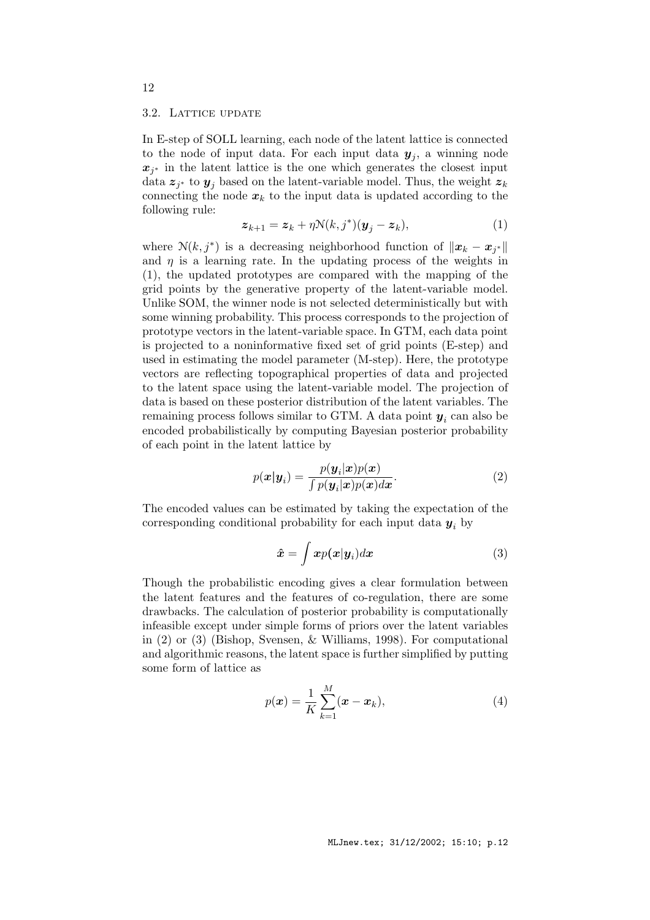### 3.2. Lattice update

In E-step of SOLL learning, each node of the latent lattice is connected to the node of input data. For each input data $\boldsymbol{y}_j$, a winning node $\boldsymbol{x}_{j^*}$ in the latent lattice is the one which generates the closest input data $\boldsymbol{z}_{j^*}$ to $\boldsymbol{y}_j$ based on the latent-variable model. Thus, the weight $\boldsymbol{z}_k$ connecting the node $\boldsymbol{x}_k$ to the input data is updated according to the following rule:

$$\boldsymbol{z}_{k+1} = \boldsymbol{z}_k + \eta \mathcal{N}(k, j^*)(\boldsymbol{y}_j - \boldsymbol{z}_k), \tag{1}$$

where $\mathcal{N}(k, j^*)$ is a decreasing neighborhood function of $\|\boldsymbol{x}_k - \boldsymbol{x}_{j^*}\|$ and $\eta$ is a learning rate. In the updating process of the weights in (1), the updated prototypes are compared with the mapping of the grid points by the generative property of the latent-variable model. Unlike SOM, the winner node is not selected deterministically but with some winning probability. This process corresponds to the projection of prototype vectors in the latent-variable space. In GTM, each data point is projected to a noninformative fixed set of grid points (E-step) and used in estimating the model parameter (M-step). Here, the prototype vectors are reflecting topographical properties of data and projected to the latent space using the latent-variable model. The projection of data is based on these posterior distribution of the latent variables. The remaining process follows similar to GTM. A data point $\boldsymbol{y}_i$ can also be encoded probabilistically by computing Bayesian posterior probability of each point in the latent lattice by

$$p(\boldsymbol{x}|\boldsymbol{y}_i) = \frac{p(\boldsymbol{y}_i|\boldsymbol{x})p(\boldsymbol{x})}{\int p(\boldsymbol{y}_i|\boldsymbol{x})p(\boldsymbol{x})d\boldsymbol{x}}. \tag{2}$$

The encoded values can be estimated by taking the expectation of the corresponding conditional probability for each input data $\boldsymbol{y}_i$ by

$$\hat{\boldsymbol{x}} = \int \boldsymbol{x} p(\boldsymbol{x}|\boldsymbol{y}_i) d\boldsymbol{x} \tag{3}$$

Though the probabilistic encoding gives a clear formulation between the latent features and the features of co-regulation, there are some drawbacks. The calculation of posterior probability is computationally infeasible except under simple forms of priors over the latent variables in (2) or (3) (Bishop, Svensen, & Williams, 1998). For computational and algorithmic reasons, the latent space is further simplified by putting some form of lattice as

$$p(\boldsymbol{x}) = \frac{1}{K} \sum_{k=1}^{M} (\boldsymbol{x} - \boldsymbol{x}_k), \tag{4}$$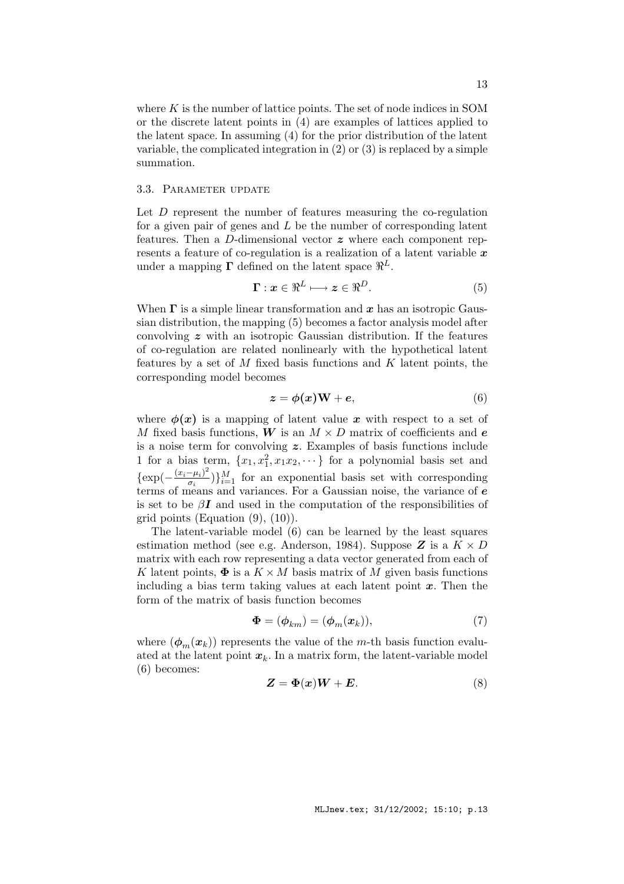where $K$ is the number of lattice points. The set of node indices in SOM or the discrete latent points in (4) are examples of lattices applied to the latent space. In assuming (4) for the prior distribution of the latent variable, the complicated integration in (2) or (3) is replaced by a simple summation.

### 3.3. Parameter update

Let $D$ represent the number of features measuring the co-regulation for a given pair of genes and $L$ be the number of corresponding latent features. Then a $D$-dimensional vector $\boldsymbol{z}$ where each component represents a feature of co-regulation is a realization of a latent variable $\boldsymbol{x}$ under a mapping $\boldsymbol{\Gamma}$ defined on the latent space $\Re^L$.

$$\boldsymbol{\Gamma} : \boldsymbol{x} \in \Re^L \longmapsto \boldsymbol{z} \in \Re^D. \tag{5}$$

When $\boldsymbol{\Gamma}$ is a simple linear transformation and $\boldsymbol{x}$ has an isotropic Gaussian distribution, the mapping (5) becomes a factor analysis model after convolving $\boldsymbol{z}$ with an isotropic Gaussian distribution. If the features of co-regulation are related nonlinearly with the hypothetical latent features by a set of $M$ fixed basis functions and $K$ latent points, the corresponding model becomes

$$\boldsymbol{z} = \boldsymbol{\phi}(\boldsymbol{x})\mathbf{W} + \boldsymbol{e}, \tag{6}$$

where $\boldsymbol{\phi}(\boldsymbol{x})$ is a mapping of latent value $\boldsymbol{x}$ with respect to a set of $M$ fixed basis functions, $\boldsymbol{W}$ is an $M \times D$ matrix of coefficients and $\boldsymbol{e}$ is a noise term for convolving $\boldsymbol{z}$. Examples of basis functions include 1 for a bias term, $\{x_1, x_1^2, x_1x_2, \cdots\}$ for a polynomial basis set and $\{\exp(-\frac{(x_i-\mu_i)^2}{\sigma_i})\}_{i=1}^M$ for an exponential basis set with corresponding terms of means and variances. For a Gaussian noise, the variance of $\boldsymbol{e}$ is set to be $\beta\boldsymbol{I}$ and used in the computation of the responsibilities of grid points (Equation (9), (10)).

The latent-variable model (6) can be learned by the least squares estimation method (see e.g. Anderson, 1984). Suppose $\boldsymbol{Z}$ is a $K \times D$ matrix with each row representing a data vector generated from each of $K$ latent points, $\boldsymbol{\Phi}$ is a $K \times M$ basis matrix of $M$ given basis functions including a bias term taking values at each latent point $\boldsymbol{x}$. Then the form of the matrix of basis function becomes

$$\boldsymbol{\Phi} = (\boldsymbol{\phi}_{km}) = (\boldsymbol{\phi}_m(\boldsymbol{x}_k)), \tag{7}$$

where $(\boldsymbol{\phi}_m(\boldsymbol{x}_k))$ represents the value of the $m$-th basis function evaluated at the latent point $\boldsymbol{x}_k$. In a matrix form, the latent-variable model (6) becomes:

$$\boldsymbol{Z} = \boldsymbol{\Phi}(\boldsymbol{x})\boldsymbol{W} + \boldsymbol{E}. \tag{8}$$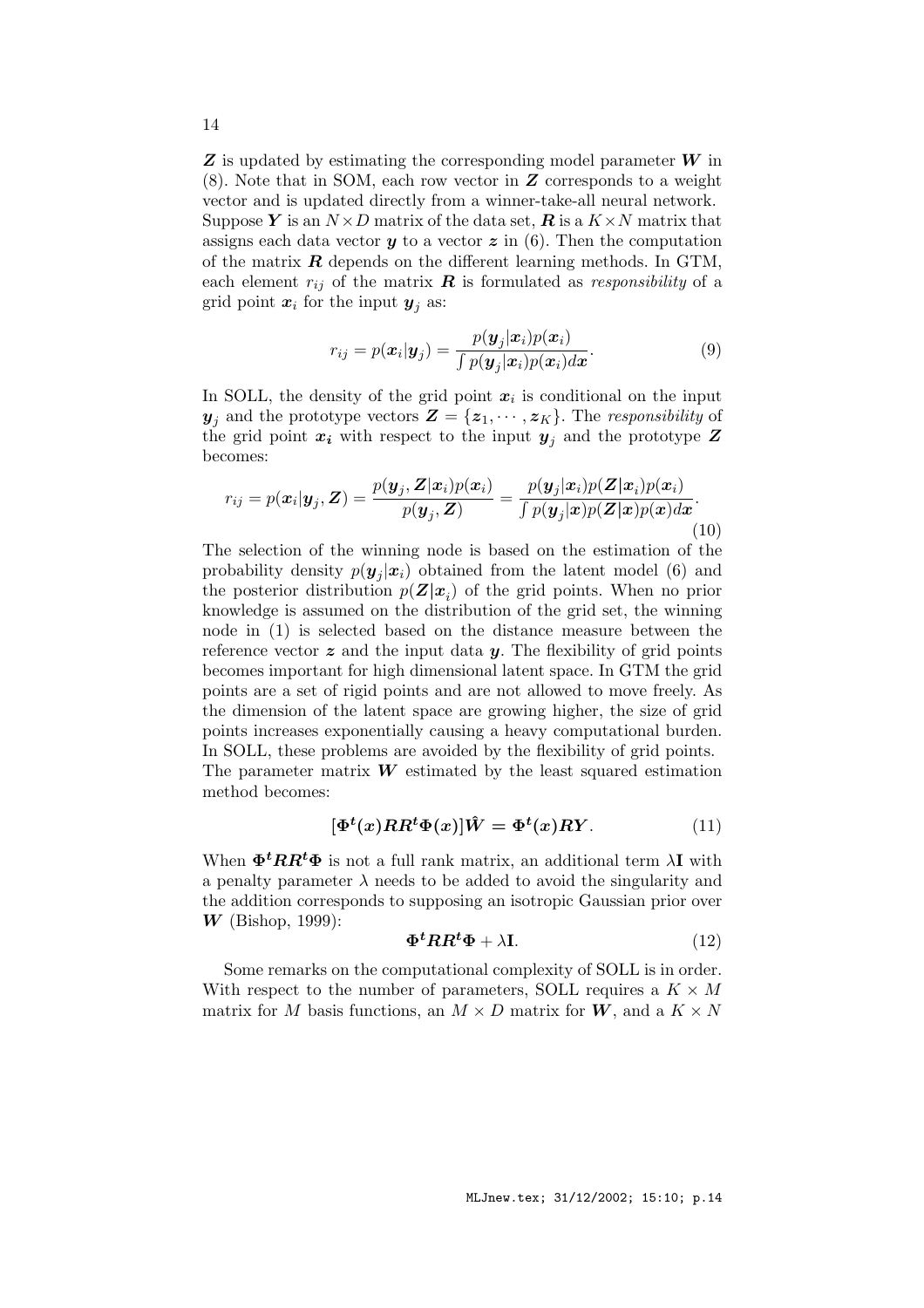$\boldsymbol{Z}$ is updated by estimating the corresponding model parameter $\boldsymbol{W}$ in (8). Note that in SOM, each row vector in $\boldsymbol{Z}$ corresponds to a weight vector and is updated directly from a winner-take-all neural network. Suppose $\boldsymbol{Y}$ is an $N \times D$ matrix of the data set, $\boldsymbol{R}$ is a $K \times N$ matrix that assigns each data vector $\boldsymbol{y}$ to a vector $\boldsymbol{z}$ in (6). Then the computation of the matrix $\boldsymbol{R}$ depends on the different learning methods. In GTM, each element $r_{ij}$ of the matrix $\boldsymbol{R}$ is formulated as *responsibility* of a grid point $\boldsymbol{x}_i$ for the input $\boldsymbol{y}_j$ as:

$$r_{ij} = p(\boldsymbol{x}_i|\boldsymbol{y}_j) = \frac{p(\boldsymbol{y}_j|\boldsymbol{x}_i)p(\boldsymbol{x}_i)}{\int p(\boldsymbol{y}_j|\boldsymbol{x}_i)p(\boldsymbol{x}_i)d\boldsymbol{x}}. \tag{9}$$

In SOLL, the density of the grid point $\boldsymbol{x}_i$ is conditional on the input $\boldsymbol{y}_j$ and the prototype vectors $\boldsymbol{Z} = \{\boldsymbol{z}_1, \cdots, \boldsymbol{z}_K\}$. The *responsibility* of the grid point $\boldsymbol{x_i}$ with respect to the input $\boldsymbol{y}_j$ and the prototype $\boldsymbol{Z}$ becomes:

$$r_{ij} = p(\boldsymbol{x}_i|\boldsymbol{y}_j, \boldsymbol{Z}) = \frac{p(\boldsymbol{y}_j, \boldsymbol{Z}|\boldsymbol{x}_i)p(\boldsymbol{x}_i)}{p(\boldsymbol{y}_j, \boldsymbol{Z})} = \frac{p(\boldsymbol{y}_j|\boldsymbol{x}_i)p(\boldsymbol{Z}|\boldsymbol{x}_i)p(\boldsymbol{x}_i)}{\int p(\boldsymbol{y}_j|\boldsymbol{x})p(\boldsymbol{Z}|\boldsymbol{x})p(\boldsymbol{x})d\boldsymbol{x}}. \tag{10}$$

The selection of the winning node is based on the estimation of the probability density $p(\boldsymbol{y}_j|\boldsymbol{x}_i)$ obtained from the latent model (6) and the posterior distribution $p(\boldsymbol{Z}|\boldsymbol{x}_i)$ of the grid points. When no prior knowledge is assumed on the distribution of the grid set, the winning node in (1) is selected based on the distance measure between the reference vector $\boldsymbol{z}$ and the input data $\boldsymbol{y}$. The flexibility of grid points becomes important for high dimensional latent space. In GTM the grid points are a set of rigid points and are not allowed to move freely. As the dimension of the latent space are growing higher, the size of grid points increases exponentially causing a heavy computational burden. In SOLL, these problems are avoided by the flexibility of grid points.
The parameter matrix $\boldsymbol{W}$ estimated by the least squared estimation method becomes:

$$[\boldsymbol{\Phi^t(x)RR^t\Phi(x)}]\boldsymbol{\hat{W}} = \boldsymbol{\Phi^t(x)RY}. \tag{11}$$

When $\boldsymbol{\Phi^t RR^t \Phi}$ is not a full rank matrix, an additional term $\lambda\mathbf{I}$ with a penalty parameter $\lambda$ needs to be added to avoid the singularity and the addition corresponds to supposing an isotropic Gaussian prior over $\boldsymbol{W}$ (Bishop, 1999):

$$\boldsymbol{\Phi^t RR^t \Phi} + \lambda\mathbf{I}. \tag{12}$$

Some remarks on the computational complexity of SOLL is in order. With respect to the number of parameters, SOLL requires a $K \times M$ matrix for $M$ basis functions, an $M \times D$ matrix for $\boldsymbol{W}$, and a $K \times N$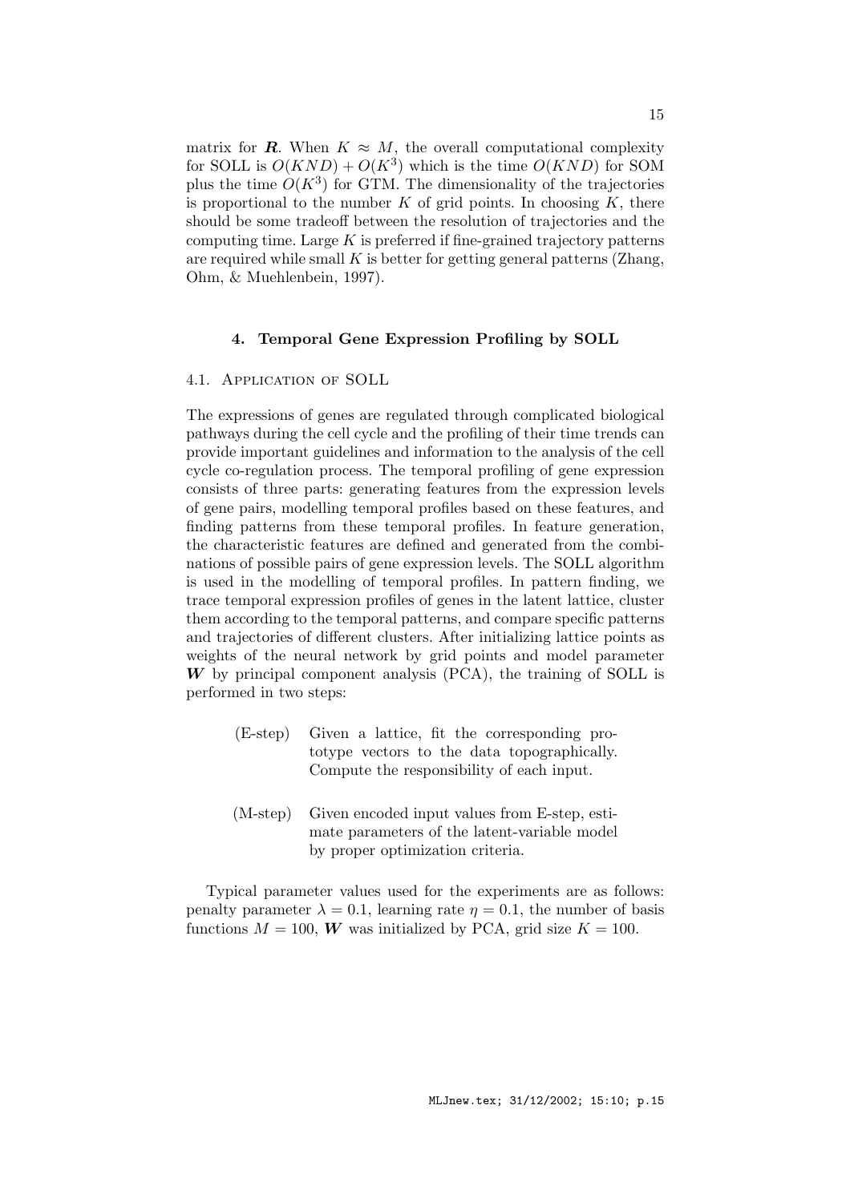matrix for $\boldsymbol{R}$. When $K \approx M$, the overall computational complexity for SOLL is $O(KND) + O(K^3)$ which is the time $O(KND)$ for SOM plus the time $O(K^3)$ for GTM. The dimensionality of the trajectories is proportional to the number $K$ of grid points. In choosing $K$, there should be some tradeoff between the resolution of trajectories and the computing time. Large $K$ is preferred if fine-grained trajectory patterns are required while small $K$ is better for getting general patterns (Zhang, Ohm, & Muehlenbein, 1997).

## 4. Temporal Gene Expression Profiling by SOLL

### 4.1. Application of SOLL

The expressions of genes are regulated through complicated biological pathways during the cell cycle and the profiling of their time trends can provide important guidelines and information to the analysis of the cell cycle co-regulation process. The temporal profiling of gene expression consists of three parts: generating features from the expression levels of gene pairs, modelling temporal profiles based on these features, and finding patterns from these temporal profiles. In feature generation, the characteristic features are defined and generated from the combinations of possible pairs of gene expression levels. The SOLL algorithm is used in the modelling of temporal profiles. In pattern finding, we trace temporal expression profiles of genes in the latent lattice, cluster them according to the temporal patterns, and compare specific patterns and trajectories of different clusters. After initializing lattice points as weights of the neural network by grid points and model parameter $\boldsymbol{W}$ by principal component analysis (PCA), the training of SOLL is performed in two steps:

(E-step) Given a lattice, fit the corresponding prototype vectors to the data topographically. Compute the responsibility of each input.

(M-step) Given encoded input values from E-step, estimate parameters of the latent-variable model by proper optimization criteria.

Typical parameter values used for the experiments are as follows: penalty parameter $\lambda = 0.1$, learning rate $\eta = 0.1$, the number of basis functions $M = 100$, $\boldsymbol{W}$ was initialized by PCA, grid size $K = 100$.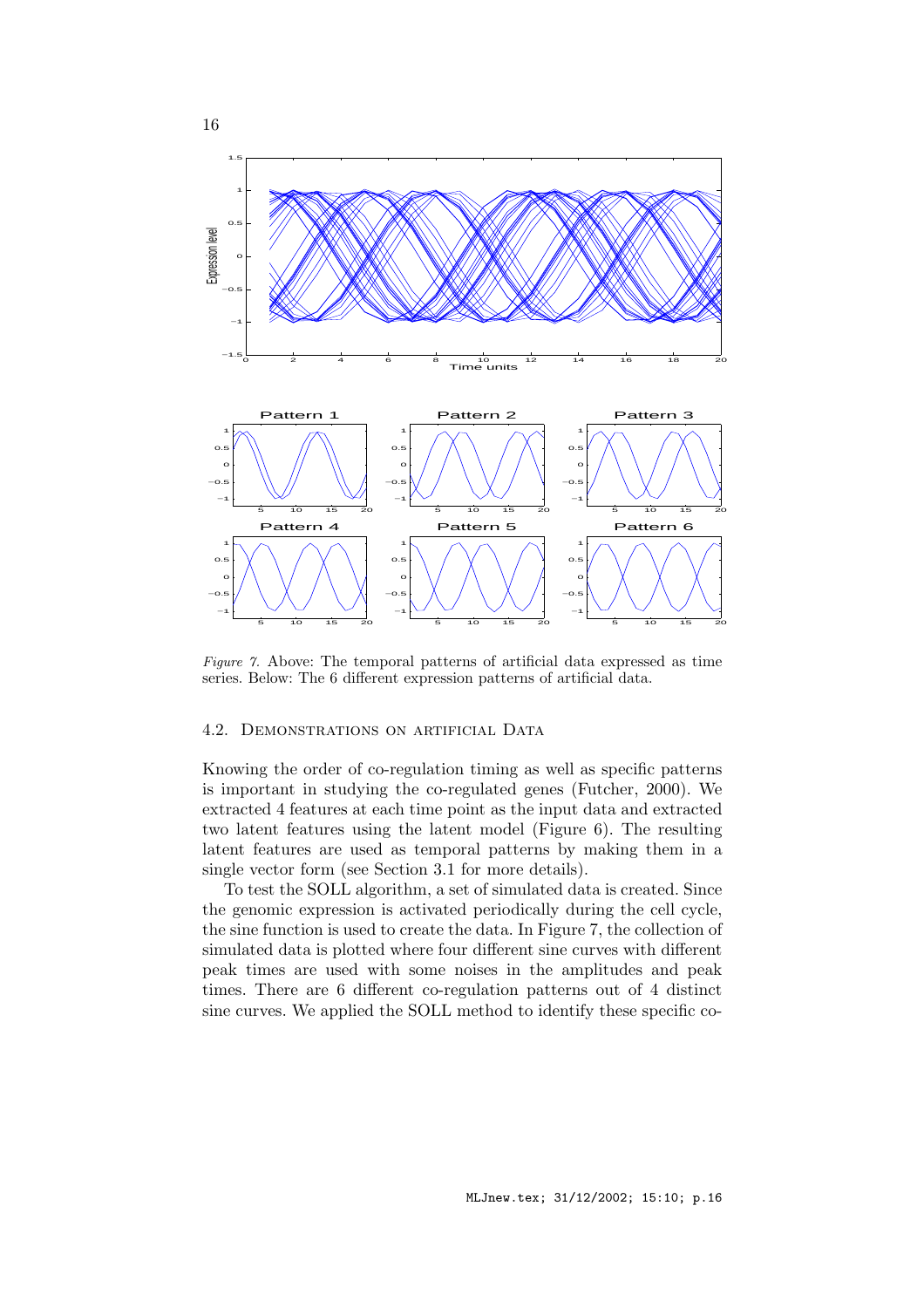*Figure 7.* Above: The temporal patterns of artificial data expressed as time series. Below: The 6 different expression patterns of artificial data.

### 4.2. Demonstrations on artificial Data

Knowing the order of co-regulation timing as well as specific patterns is important in studying the co-regulated genes (Futcher, 2000). We extracted 4 features at each time point as the input data and extracted two latent features using the latent model (Figure 6). The resulting latent features are used as temporal patterns by making them in a single vector form (see Section 3.1 for more details).

To test the SOLL algorithm, a set of simulated data is created. Since the genomic expression is activated periodically during the cell cycle, the sine function is used to create the data. In Figure 7, the collection of simulated data is plotted where four different sine curves with different peak times are used with some noises in the amplitudes and peak times. There are 6 different co-regulation patterns out of 4 distinct sine curves. We applied the SOLL method to identify these specific co-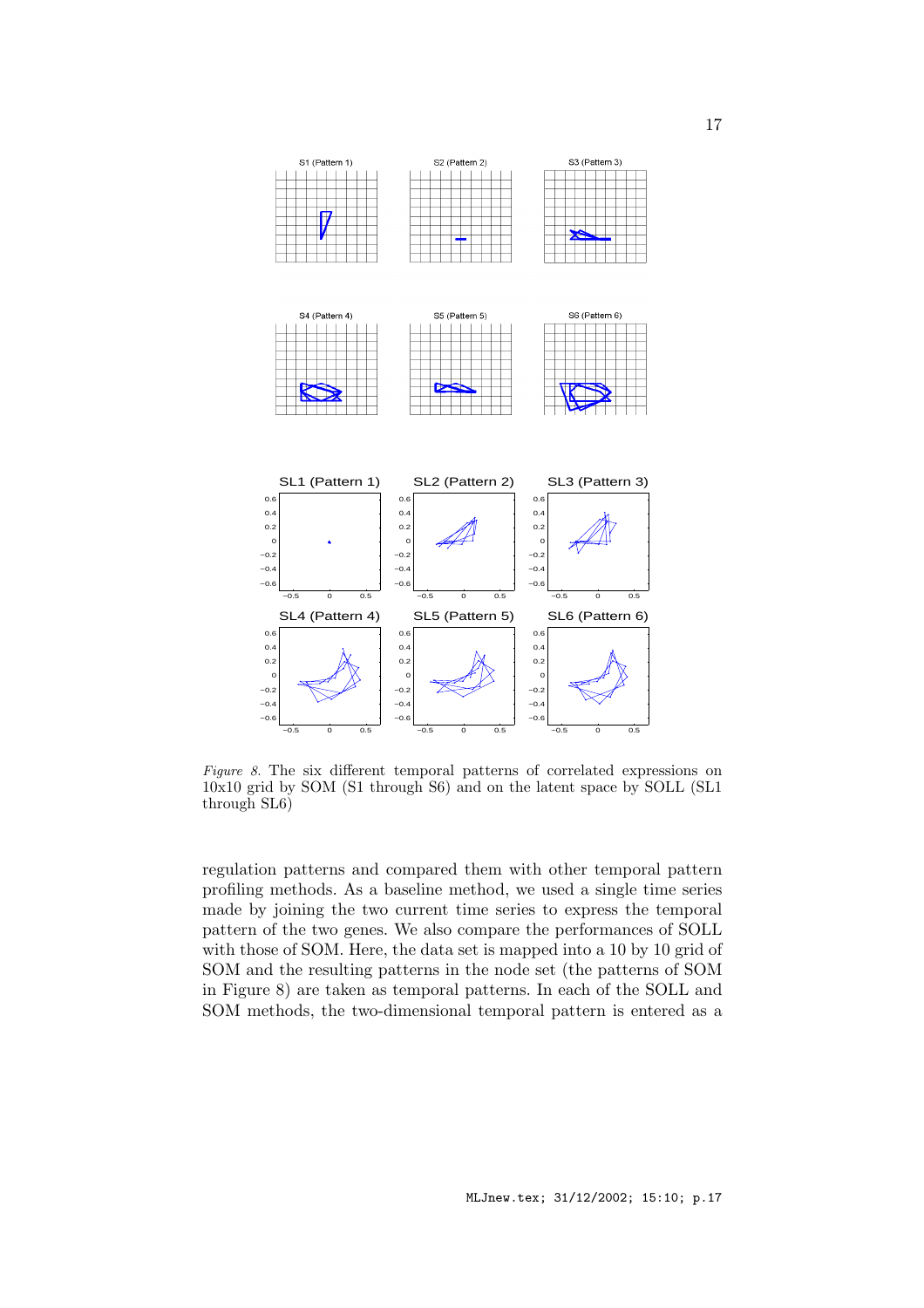*Figure 8.* The six different temporal patterns of correlated expressions on 10x10 grid by SOM (S1 through S6) and on the latent space by SOLL (SL1 through SL6)

regulation patterns and compared them with other temporal pattern profiling methods. As a baseline method, we used a single time series made by joining the two current time series to express the temporal pattern of the two genes. We also compare the performances of SOLL with those of SOM. Here, the data set is mapped into a 10 by 10 grid of SOM and the resulting patterns in the node set (the patterns of SOM in Figure 8) are taken as temporal patterns. In each of the SOLL and SOM methods, the two-dimensional temporal pattern is entered as a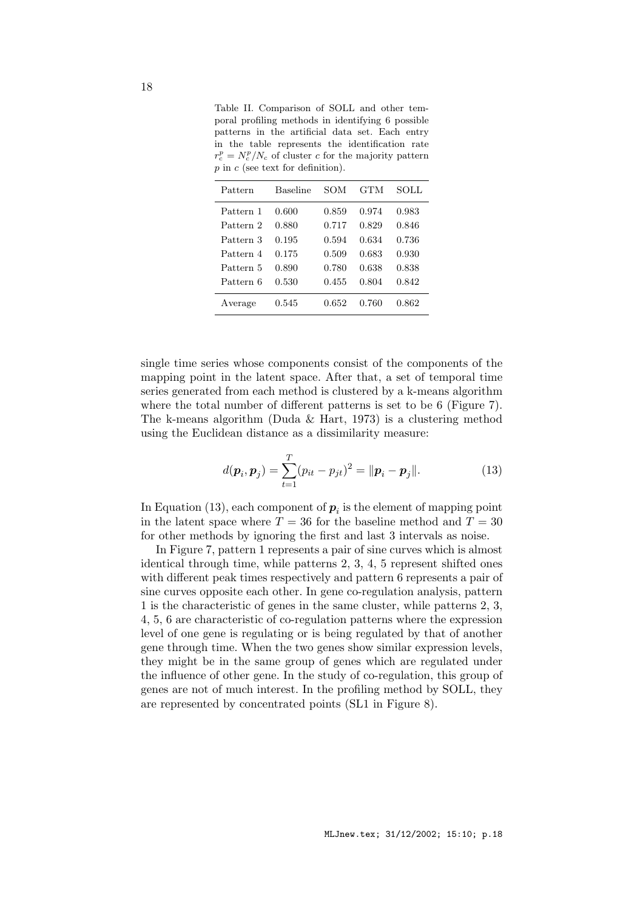Table II. Comparison of SOLL and other temporal profiling methods in identifying 6 possible patterns in the artificial data set. Each entry in the table represents the identification rate $r_c^p = N_c^p / N_c$ of cluster $c$ for the majority pattern $p$ in $c$ (see text for definition).

| Pattern | Baseline | SOM | GTM | SOLL |
|---|---|---|---|---|
| Pattern 1 | 0.600 | 0.859 | 0.974 | 0.983 |
| Pattern 2 | 0.880 | 0.717 | 0.829 | 0.846 |
| Pattern 3 | 0.195 | 0.594 | 0.634 | 0.736 |
| Pattern 4 | 0.175 | 0.509 | 0.683 | 0.930 |
| Pattern 5 | 0.890 | 0.780 | 0.638 | 0.838 |
| Pattern 6 | 0.530 | 0.455 | 0.804 | 0.842 |
| Average | 0.545 | 0.652 | 0.760 | 0.862 |

single time series whose components consist of the components of the mapping point in the latent space. After that, a set of temporal time series generated from each method is clustered by a k-means algorithm where the total number of different patterns is set to be 6 (Figure 7). The k-means algorithm (Duda & Hart, 1973) is a clustering method using the Euclidean distance as a dissimilarity measure:

$$d(\boldsymbol{p}_i, \boldsymbol{p}_j) = \sum_{t=1}^{T} (p_{it} - p_{jt})^2 = \|\boldsymbol{p}_i - \boldsymbol{p}_j\|. \tag{13}$$

In Equation (13), each component of $\boldsymbol{p}_i$ is the element of mapping point in the latent space where $T = 36$ for the baseline method and $T = 30$ for other methods by ignoring the first and last 3 intervals as noise.

In Figure 7, pattern 1 represents a pair of sine curves which is almost identical through time, while patterns 2, 3, 4, 5 represent shifted ones with different peak times respectively and pattern 6 represents a pair of sine curves opposite each other. In gene co-regulation analysis, pattern 1 is the characteristic of genes in the same cluster, while patterns 2, 3, 4, 5, 6 are characteristic of co-regulation patterns where the expression level of one gene is regulating or is being regulated by that of another gene through time. When the two genes show similar expression levels, they might be in the same group of genes which are regulated under the influence of other gene. In the study of co-regulation, this group of genes are not of much interest. In the profiling method by SOLL, they are represented by concentrated points (SL1 in Figure 8).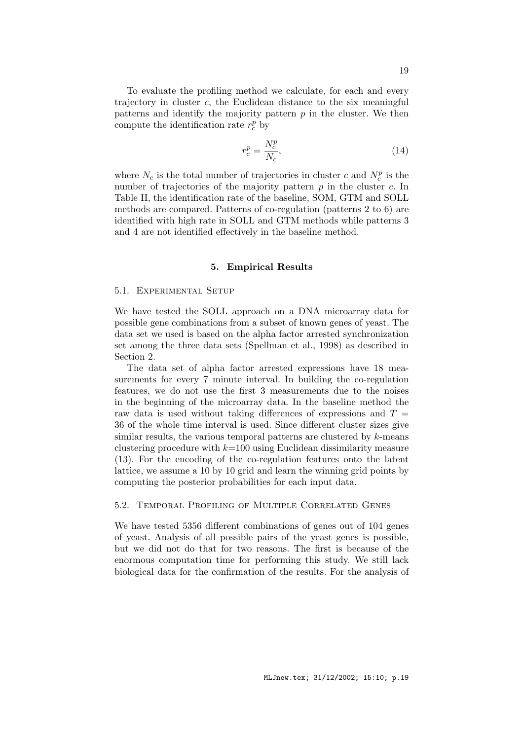To evaluate the profiling method we calculate, for each and every trajectory in cluster $c$, the Euclidean distance to the six meaningful patterns and identify the majority pattern $p$ in the cluster. We then compute the identification rate $r_c^p$ by

$$r_c^p = \frac{N_c^p}{N_c}, \tag{14}$$

where $N_c$ is the total number of trajectories in cluster $c$ and $N_c^p$ is the number of trajectories of the majority pattern $p$ in the cluster $c$. In Table II, the identification rate of the baseline, SOM, GTM and SOLL methods are compared. Patterns of co-regulation (patterns 2 to 6) are identified with high rate in SOLL and GTM methods while patterns 3 and 4 are not identified effectively in the baseline method.

## 5. Empirical Results

### 5.1. Experimental Setup

We have tested the SOLL approach on a DNA microarray data for possible gene combinations from a subset of known genes of yeast. The data set we used is based on the alpha factor arrested synchronization set among the three data sets (Spellman et al., 1998) as described in Section 2.

The data set of alpha factor arrested expressions have 18 measurements for every 7 minute interval. In building the co-regulation features, we do not use the first 3 measurements due to the noises in the beginning of the microarray data. In the baseline method the raw data is used without taking differences of expressions and $T = 36$ of the whole time interval is used. Since different cluster sizes give similar results, the various temporal patterns are clustered by $k$-means clustering procedure with $k$=100 using Euclidean dissimilarity measure (13). For the encoding of the co-regulation features onto the latent lattice, we assume a 10 by 10 grid and learn the winning grid points by computing the posterior probabilities for each input data.

### 5.2. Temporal Profiling of Multiple Correlated Genes

We have tested 5356 different combinations of genes out of 104 genes of yeast. Analysis of all possible pairs of the yeast genes is possible, but we did not do that for two reasons. The first is because of the enormous computation time for performing this study. We still lack biological data for the confirmation of the results. For the analysis of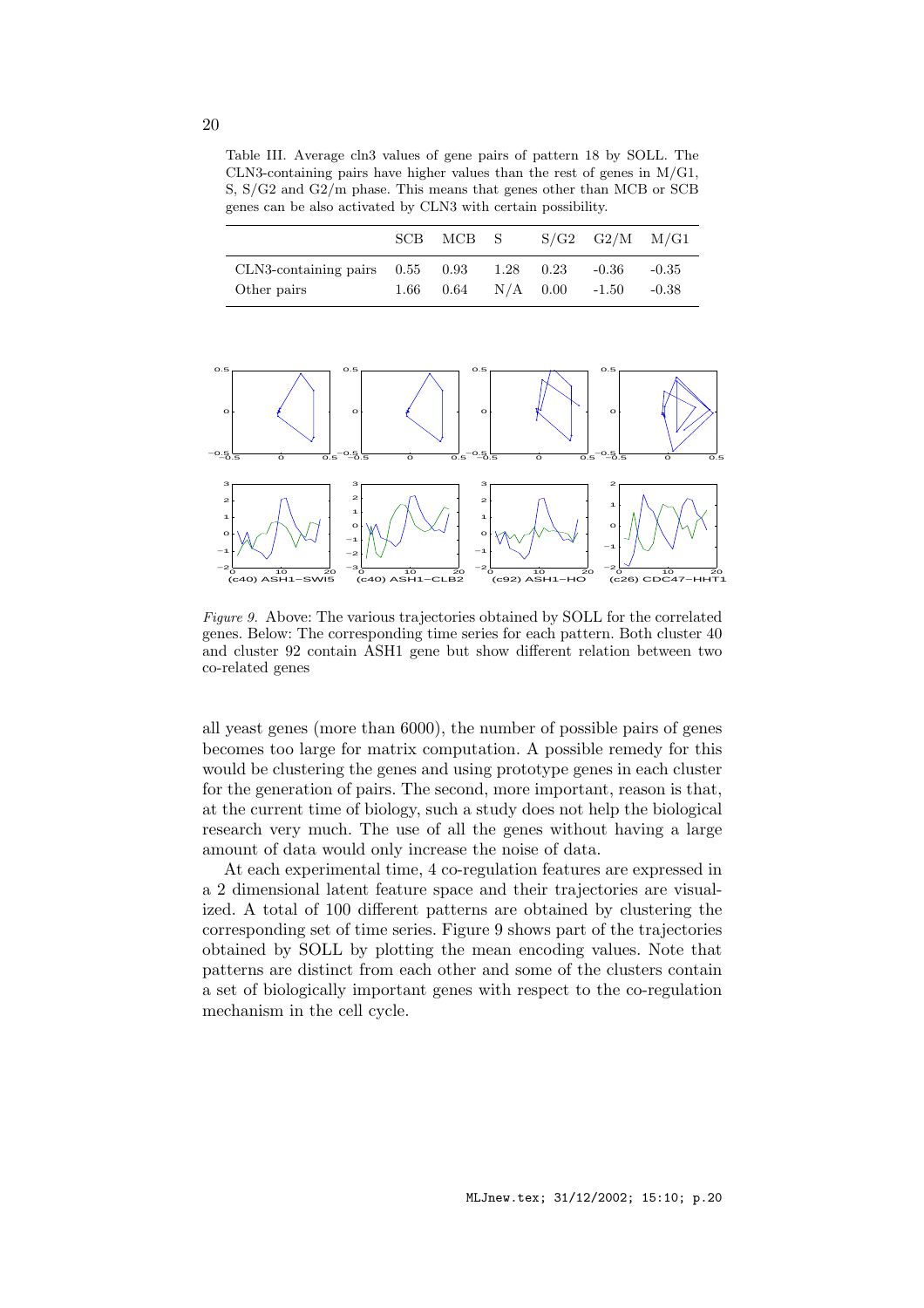Table III. Average cln3 values of gene pairs of pattern 18 by SOLL. The CLN3-containing pairs have higher values than the rest of genes in M/G1, S, S/G2 and G2/m phase. This means that genes other than MCB or SCB genes can be also activated by CLN3 with certain possibility.

| | SCB | MCB | S | S/G2 | G2/M | M/G1 |
|---|---|---|---|---|---|---|
| CLN3-containing pairs | 0.55 | 0.93 | 1.28 | 0.23 | -0.36 | -0.35 |
| Other pairs | 1.66 | 0.64 | N/A | 0.00 | -1.50 | -0.38 |

*Figure 9.* Above: The various trajectories obtained by SOLL for the correlated genes. Below: The corresponding time series for each pattern. Both cluster 40 and cluster 92 contain ASH1 gene but show different relation between two co-related genes

all yeast genes (more than 6000), the number of possible pairs of genes becomes too large for matrix computation. A possible remedy for this would be clustering the genes and using prototype genes in each cluster for the generation of pairs. The second, more important, reason is that, at the current time of biology, such a study does not help the biological research very much. The use of all the genes without having a large amount of data would only increase the noise of data.

At each experimental time, 4 co-regulation features are expressed in a 2 dimensional latent feature space and their trajectories are visualized. A total of 100 different patterns are obtained by clustering the corresponding set of time series. Figure 9 shows part of the trajectories obtained by SOLL by plotting the mean encoding values. Note that patterns are distinct from each other and some of the clusters contain a set of biologically important genes with respect to the co-regulation mechanism in the cell cycle.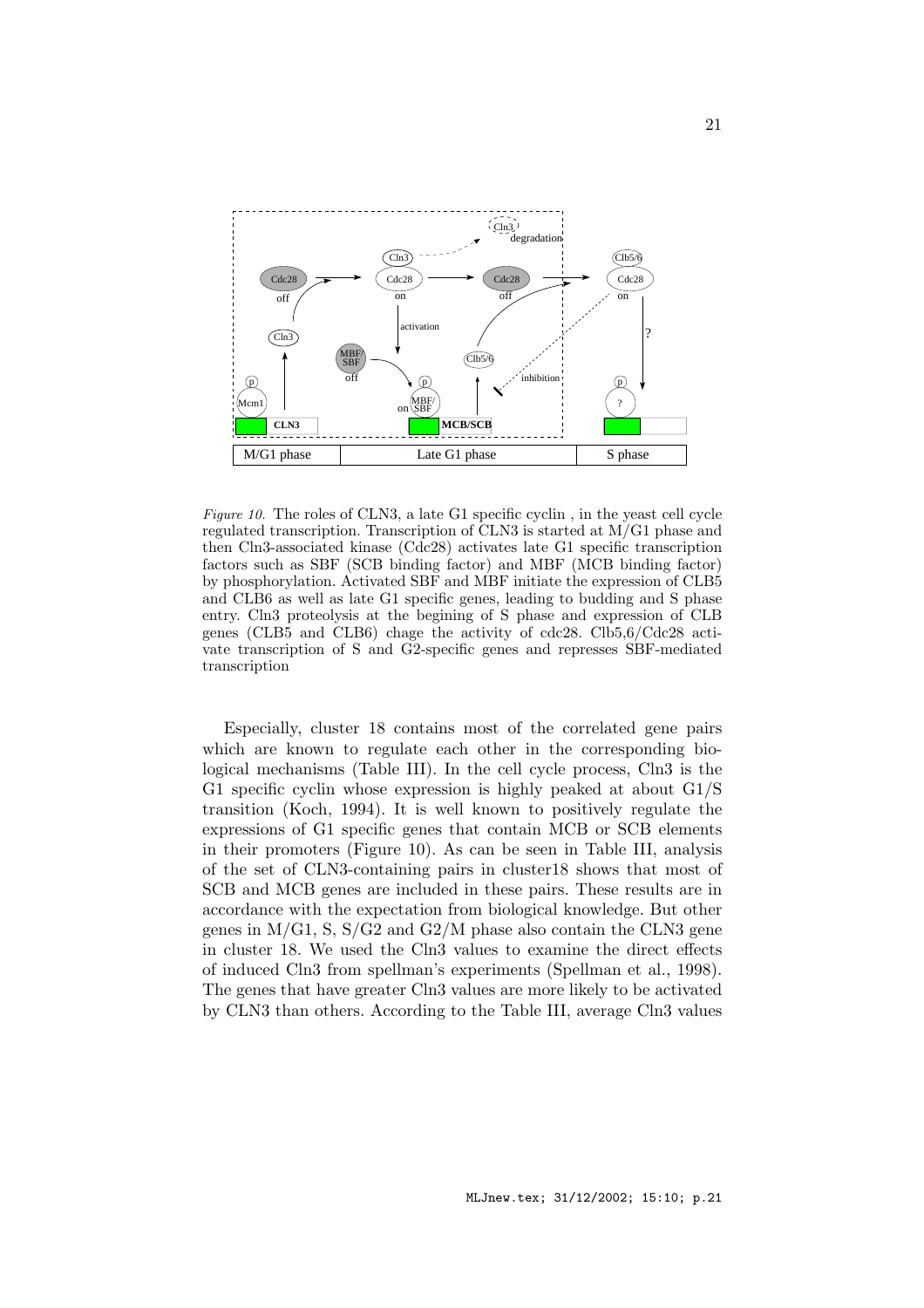*Figure 10.* The roles of CLN3, a late G1 specific cyclin , in the yeast cell cycle regulated transcription. Transcription of CLN3 is started at M/G1 phase and then Cln3-associated kinase (Cdc28) activates late G1 specific transcription factors such as SBF (SCB binding factor) and MBF (MCB binding factor) by phosphorylation. Activated SBF and MBF initiate the expression of CLB5 and CLB6 as well as late G1 specific genes, leading to budding and S phase entry. Cln3 proteolysis at the begining of S phase and expression of CLB genes (CLB5 and CLB6) chage the activity of cdc28. Clb5,6/Cdc28 activate transcription of S and G2-specific genes and represses SBF-mediated transcription

Especially, cluster 18 contains most of the correlated gene pairs which are known to regulate each other in the corresponding biological mechanisms (Table III). In the cell cycle process, Cln3 is the G1 specific cyclin whose expression is highly peaked at about G1/S transition (Koch, 1994). It is well known to positively regulate the expressions of G1 specific genes that contain MCB or SCB elements in their promoters (Figure 10). As can be seen in Table III, analysis of the set of CLN3-containing pairs in cluster18 shows that most of SCB and MCB genes are included in these pairs. These results are in accordance with the expectation from biological knowledge. But other genes in M/G1, S, S/G2 and G2/M phase also contain the CLN3 gene in cluster 18. We used the Cln3 values to examine the direct effects of induced Cln3 from spellman's experiments (Spellman et al., 1998). The genes that have greater Cln3 values are more likely to be activated by CLN3 than others. According to the Table III, average Cln3 values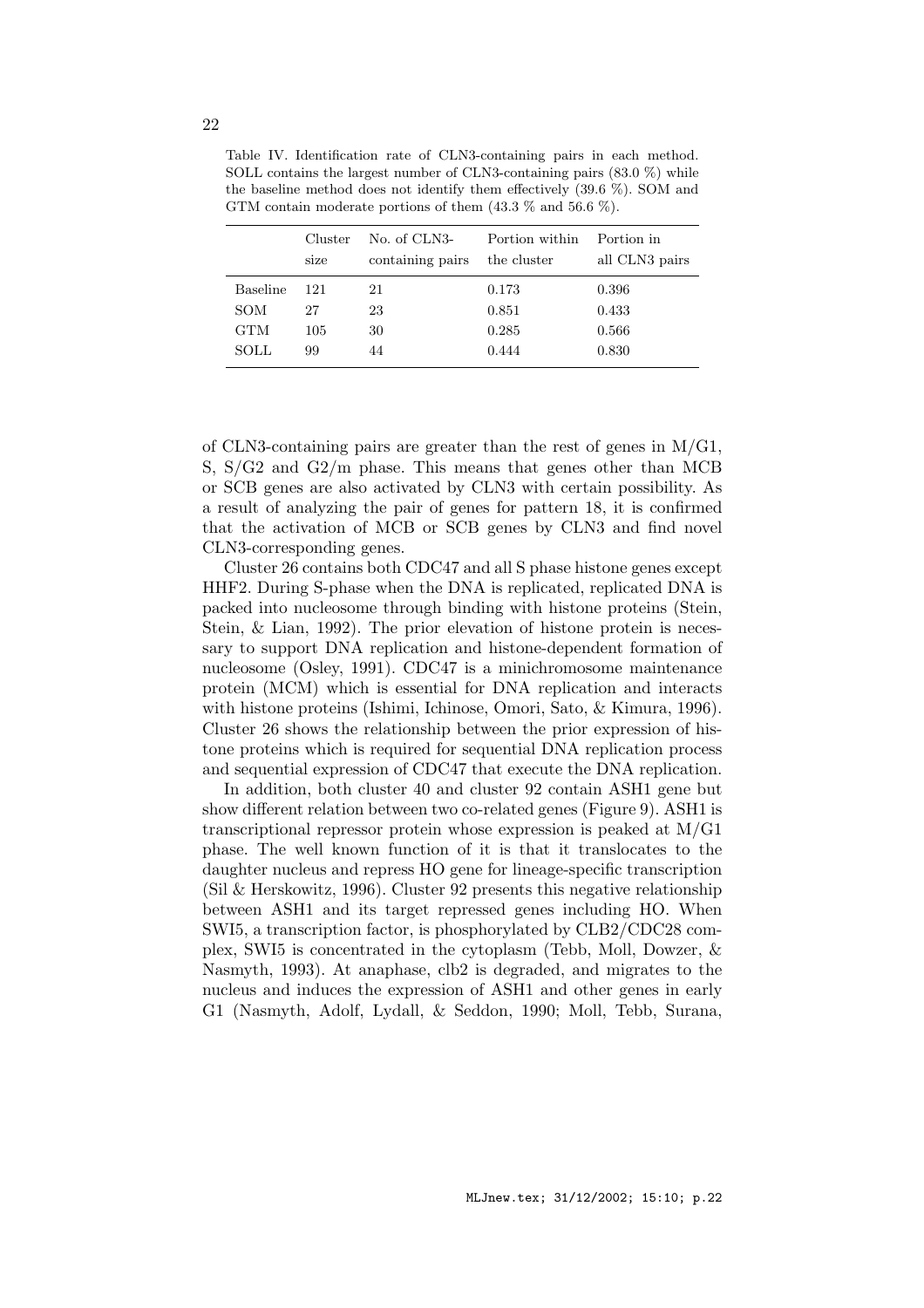Table IV. Identification rate of CLN3-containing pairs in each method. SOLL contains the largest number of CLN3-containing pairs (83.0 %) while the baseline method does not identify them effectively (39.6 %). SOM and GTM contain moderate portions of them (43.3 % and 56.6 %).

| | Cluster size | No. of CLN3-containing pairs | Portion within the cluster | Portion in all CLN3 pairs |
|---|---|---|---|---|
| Baseline | 121 | 21 | 0.173 | 0.396 |
| SOM | 27 | 23 | 0.851 | 0.433 |
| GTM | 105 | 30 | 0.285 | 0.566 |
| SOLL | 99 | 44 | 0.444 | 0.830 |

of CLN3-containing pairs are greater than the rest of genes in M/G1, S, S/G2 and G2/m phase. This means that genes other than MCB or SCB genes are also activated by CLN3 with certain possibility. As a result of analyzing the pair of genes for pattern 18, it is confirmed that the activation of MCB or SCB genes by CLN3 and find novel CLN3-corresponding genes.

Cluster 26 contains both CDC47 and all S phase histone genes except HHF2. During S-phase when the DNA is replicated, replicated DNA is packed into nucleosome through binding with histone proteins (Stein, Stein, & Lian, 1992). The prior elevation of histone protein is necessary to support DNA replication and histone-dependent formation of nucleosome (Osley, 1991). CDC47 is a minichromosome maintenance protein (MCM) which is essential for DNA replication and interacts with histone proteins (Ishimi, Ichinose, Omori, Sato, & Kimura, 1996). Cluster 26 shows the relationship between the prior expression of histone proteins which is required for sequential DNA replication process and sequential expression of CDC47 that execute the DNA replication.

In addition, both cluster 40 and cluster 92 contain ASH1 gene but show different relation between two co-related genes (Figure 9). ASH1 is transcriptional repressor protein whose expression is peaked at M/G1 phase. The well known function of it is that it translocates to the daughter nucleus and repress HO gene for lineage-specific transcription (Sil & Herskowitz, 1996). Cluster 92 presents this negative relationship between ASH1 and its target repressed genes including HO. When SWI5, a transcription factor, is phosphorylated by CLB2/CDC28 complex, SWI5 is concentrated in the cytoplasm (Tebb, Moll, Dowzer, & Nasmyth, 1993). At anaphase, clb2 is degraded, and migrates to the nucleus and induces the expression of ASH1 and other genes in early G1 (Nasmyth, Adolf, Lydall, & Seddon, 1990; Moll, Tebb, Surana,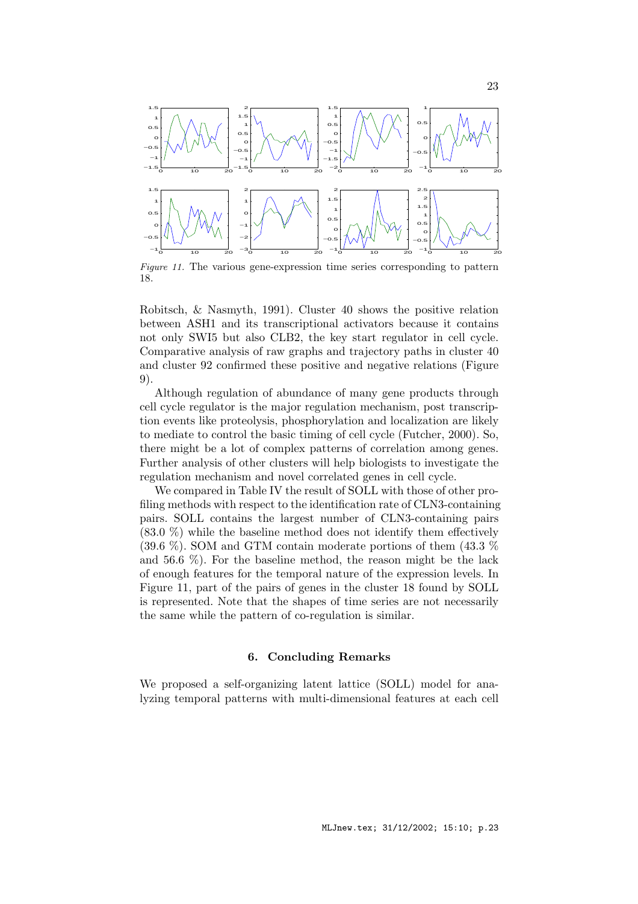*Figure 11.* The various gene-expression time series corresponding to pattern 18.

Robitsch, & Nasmyth, 1991). Cluster 40 shows the positive relation between ASH1 and its transcriptional activators because it contains not only SWI5 but also CLB2, the key start regulator in cell cycle. Comparative analysis of raw graphs and trajectory paths in cluster 40 and cluster 92 confirmed these positive and negative relations (Figure 9).

Although regulation of abundance of many gene products through cell cycle regulator is the major regulation mechanism, post transcription events like proteolysis, phosphorylation and localization are likely to mediate to control the basic timing of cell cycle (Futcher, 2000). So, there might be a lot of complex patterns of correlation among genes. Further analysis of other clusters will help biologists to investigate the regulation mechanism and novel correlated genes in cell cycle.

We compared in Table IV the result of SOLL with those of other profiling methods with respect to the identification rate of CLN3-containing pairs. SOLL contains the largest number of CLN3-containing pairs (83.0 %) while the baseline method does not identify them effectively (39.6 %). SOM and GTM contain moderate portions of them (43.3 % and 56.6 %). For the baseline method, the reason might be the lack of enough features for the temporal nature of the expression levels. In Figure 11, part of the pairs of genes in the cluster 18 found by SOLL is represented. Note that the shapes of time series are not necessarily the same while the pattern of co-regulation is similar.

## 6. Concluding Remarks

We proposed a self-organizing latent lattice (SOLL) model for analyzing temporal patterns with multi-dimensional features at each cell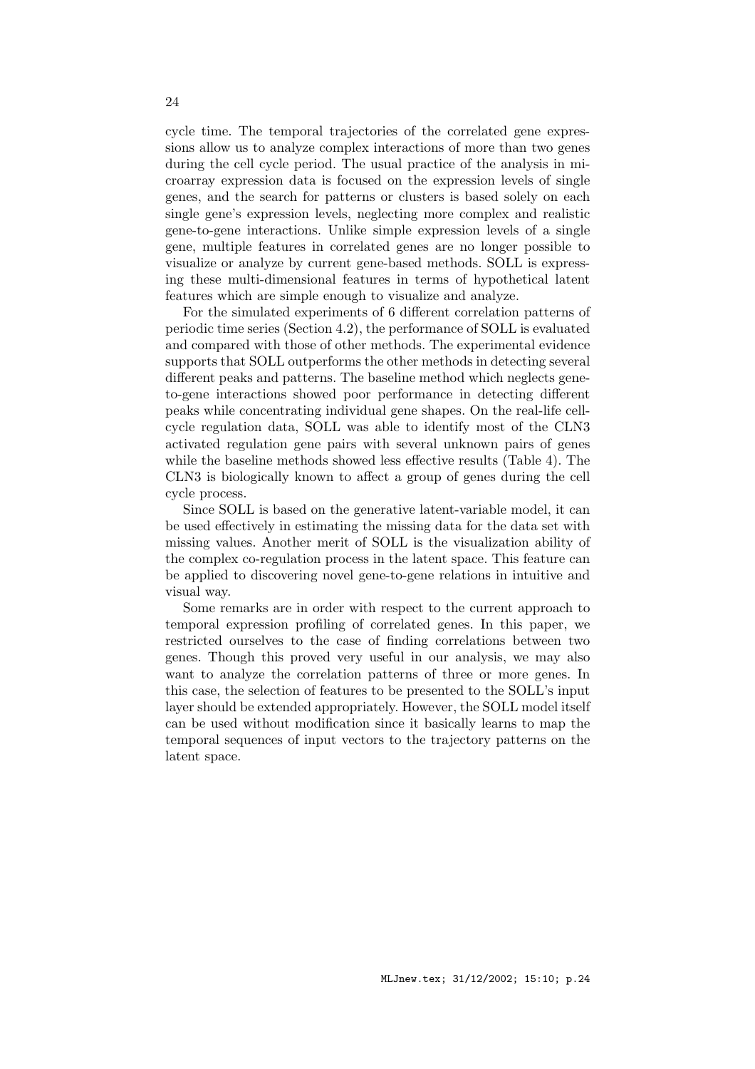cycle time. The temporal trajectories of the correlated gene expressions allow us to analyze complex interactions of more than two genes during the cell cycle period. The usual practice of the analysis in microarray expression data is focused on the expression levels of single genes, and the search for patterns or clusters is based solely on each single gene's expression levels, neglecting more complex and realistic gene-to-gene interactions. Unlike simple expression levels of a single gene, multiple features in correlated genes are no longer possible to visualize or analyze by current gene-based methods. SOLL is expressing these multi-dimensional features in terms of hypothetical latent features which are simple enough to visualize and analyze.

For the simulated experiments of 6 different correlation patterns of periodic time series (Section 4.2), the performance of SOLL is evaluated and compared with those of other methods. The experimental evidence supports that SOLL outperforms the other methods in detecting several different peaks and patterns. The baseline method which neglects gene-to-gene interactions showed poor performance in detecting different peaks while concentrating individual gene shapes. On the real-life cell-cycle regulation data, SOLL was able to identify most of the CLN3 activated regulation gene pairs with several unknown pairs of genes while the baseline methods showed less effective results (Table 4). The CLN3 is biologically known to affect a group of genes during the cell cycle process.

Since SOLL is based on the generative latent-variable model, it can be used effectively in estimating the missing data for the data set with missing values. Another merit of SOLL is the visualization ability of the complex co-regulation process in the latent space. This feature can be applied to discovering novel gene-to-gene relations in intuitive and visual way.

Some remarks are in order with respect to the current approach to temporal expression profiling of correlated genes. In this paper, we restricted ourselves to the case of finding correlations between two genes. Though this proved very useful in our analysis, we may also want to analyze the correlation patterns of three or more genes. In this case, the selection of features to be presented to the SOLL's input layer should be extended appropriately. However, the SOLL model itself can be used without modification since it basically learns to map the temporal sequences of input vectors to the trajectory patterns on the latent space.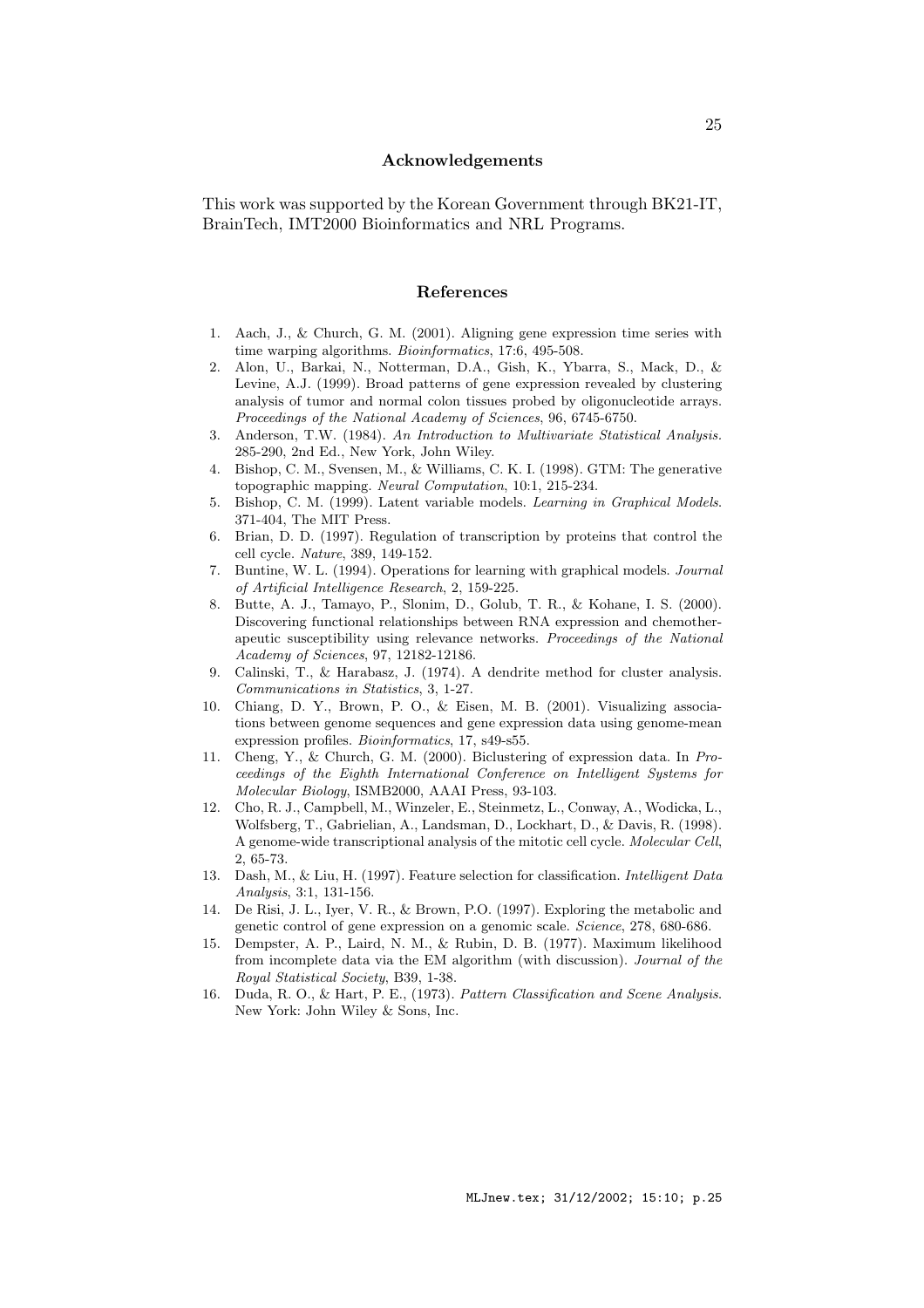## Acknowledgements

This work was supported by the Korean Government through BK21-IT, BrainTech, IMT2000 Bioinformatics and NRL Programs.

## References

1. Aach, J., & Church, G. M. (2001). Aligning gene expression time series with time warping algorithms. *Bioinformatics*, 17:6, 495-508.
2. Alon, U., Barkai, N., Notterman, D.A., Gish, K., Ybarra, S., Mack, D., & Levine, A.J. (1999). Broad patterns of gene expression revealed by clustering analysis of tumor and normal colon tissues probed by oligonucleotide arrays. *Proceedings of the National Academy of Sciences*, 96, 6745-6750.
3. Anderson, T.W. (1984). *An Introduction to Multivariate Statistical Analysis*. 285-290, 2nd Ed., New York, John Wiley.
4. Bishop, C. M., Svensen, M., & Williams, C. K. I. (1998). GTM: The generative topographic mapping. *Neural Computation*, 10:1, 215-234.
5. Bishop, C. M. (1999). Latent variable models. *Learning in Graphical Models*. 371-404, The MIT Press.
6. Brian, D. D. (1997). Regulation of transcription by proteins that control the cell cycle. *Nature*, 389, 149-152.
7. Buntine, W. L. (1994). Operations for learning with graphical models. *Journal of Artificial Intelligence Research*, 2, 159-225.
8. Butte, A. J., Tamayo, P., Slonim, D., Golub, T. R., & Kohane, I. S. (2000). Discovering functional relationships between RNA expression and chemotherapeutic susceptibility using relevance networks. *Proceedings of the National Academy of Sciences*, 97, 12182-12186.
9. Calinski, T., & Harabasz, J. (1974). A dendrite method for cluster analysis. *Communications in Statistics*, 3, 1-27.
10. Chiang, D. Y., Brown, P. O., & Eisen, M. B. (2001). Visualizing associations between genome sequences and gene expression data using genome-mean expression profiles. *Bioinformatics*, 17, s49-s55.
11. Cheng, Y., & Church, G. M. (2000). Biclustering of expression data. In *Proceedings of the Eighth International Conference on Intelligent Systems for Molecular Biology*, ISMB2000, AAAI Press, 93-103.
12. Cho, R. J., Campbell, M., Winzeler, E., Steinmetz, L., Conway, A., Wodicka, L., Wolfsberg, T., Gabrielian, A., Landsman, D., Lockhart, D., & Davis, R. (1998). A genome-wide transcriptional analysis of the mitotic cell cycle. *Molecular Cell*, 2, 65-73.
13. Dash, M., & Liu, H. (1997). Feature selection for classification. *Intelligent Data Analysis*, 3:1, 131-156.
14. De Risi, J. L., Iyer, V. R., & Brown, P.O. (1997). Exploring the metabolic and genetic control of gene expression on a genomic scale. *Science*, 278, 680-686.
15. Dempster, A. P., Laird, N. M., & Rubin, D. B. (1977). Maximum likelihood from incomplete data via the EM algorithm (with discussion). *Journal of the Royal Statistical Society*, B39, 1-38.
16. Duda, R. O., & Hart, P. E., (1973). *Pattern Classification and Scene Analysis*. New York: John Wiley & Sons, Inc.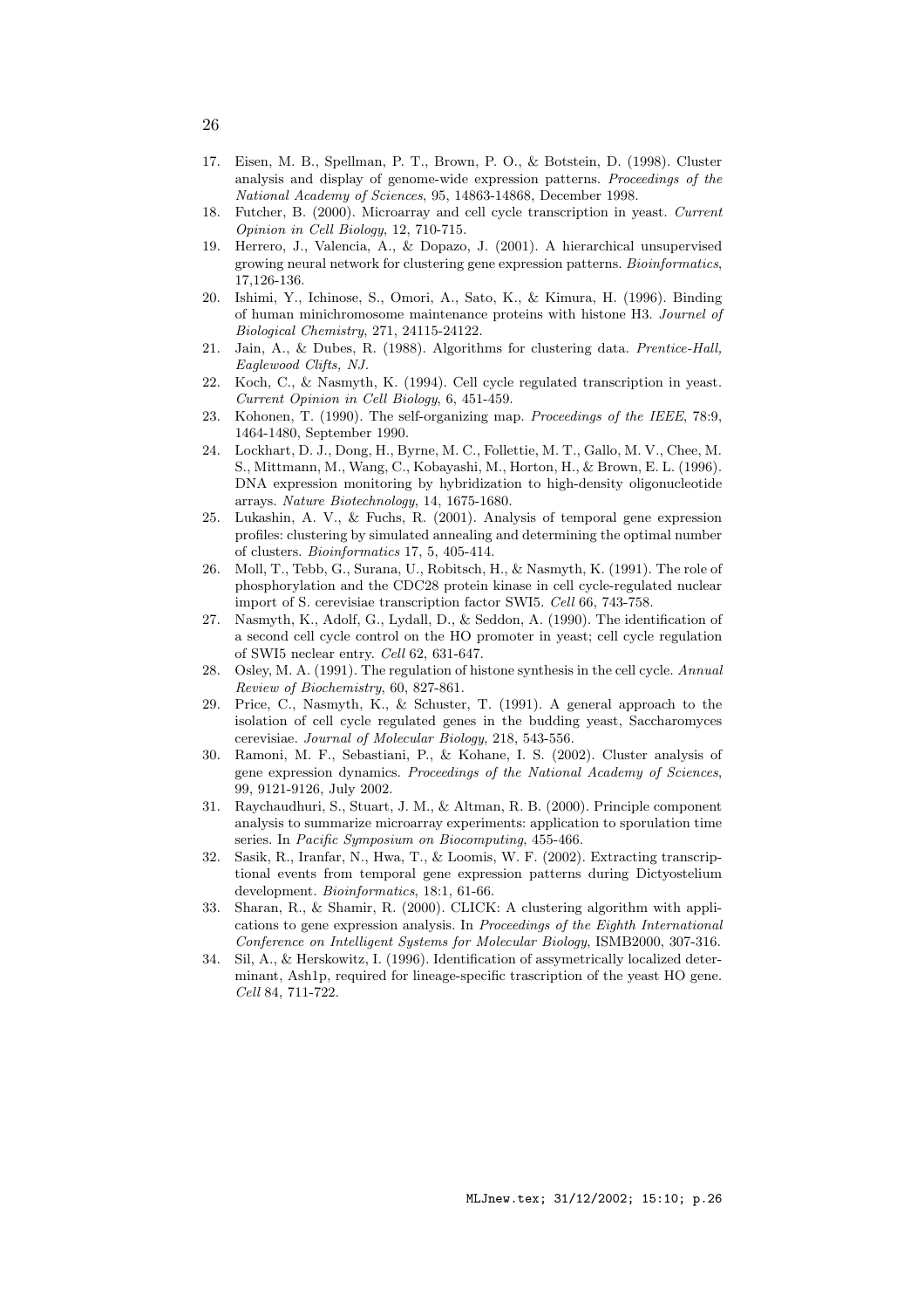17. Eisen, M. B., Spellman, P. T., Brown, P. O., & Botstein, D. (1998). Cluster analysis and display of genome-wide expression patterns. *Proceedings of the National Academy of Sciences*, 95, 14863-14868, December 1998.
18. Futcher, B. (2000). Microarray and cell cycle transcription in yeast. *Current Opinion in Cell Biology*, 12, 710-715.
19. Herrero, J., Valencia, A., & Dopazo, J. (2001). A hierarchical unsupervised growing neural network for clustering gene expression patterns. *Bioinformatics*, 17,126-136.
20. Ishimi, Y., Ichinose, S., Omori, A., Sato, K., & Kimura, H. (1996). Binding of human minichromosome maintenance proteins with histone H3. *Journel of Biological Chemistry*, 271, 24115-24122.
21. Jain, A., & Dubes, R. (1988). Algorithms for clustering data. *Prentice-Hall, Eaglewood Clifts, NJ.*
22. Koch, C., & Nasmyth, K. (1994). Cell cycle regulated transcription in yeast. *Current Opinion in Cell Biology*, 6, 451-459.
23. Kohonen, T. (1990). The self-organizing map. *Proceedings of the IEEE*, 78:9, 1464-1480, September 1990.
24. Lockhart, D. J., Dong, H., Byrne, M. C., Follettie, M. T., Gallo, M. V., Chee, M. S., Mittmann, M., Wang, C., Kobayashi, M., Horton, H., & Brown, E. L. (1996). DNA expression monitoring by hybridization to high-density oligonucleotide arrays. *Nature Biotechnology*, 14, 1675-1680.
25. Lukashin, A. V., & Fuchs, R. (2001). Analysis of temporal gene expression profiles: clustering by simulated annealing and determining the optimal number of clusters. *Bioinformatics* 17, 5, 405-414.
26. Moll, T., Tebb, G., Surana, U., Robitsch, H., & Nasmyth, K. (1991). The role of phosphorylation and the CDC28 protein kinase in cell cycle-regulated nuclear import of S. cerevisiae transcription factor SWI5. *Cell* 66, 743-758.
27. Nasmyth, K., Adolf, G., Lydall, D., & Seddon, A. (1990). The identification of a second cell cycle control on the HO promoter in yeast; cell cycle regulation of SWI5 neclear entry. *Cell* 62, 631-647.
28. Osley, M. A. (1991). The regulation of histone synthesis in the cell cycle. *Annual Review of Biochemistry*, 60, 827-861.
29. Price, C., Nasmyth, K., & Schuster, T. (1991). A general approach to the isolation of cell cycle regulated genes in the budding yeast, Saccharomyces cerevisiae. *Journal of Molecular Biology*, 218, 543-556.
30. Ramoni, M. F., Sebastiani, P., & Kohane, I. S. (2002). Cluster analysis of gene expression dynamics. *Proceedings of the National Academy of Sciences*, 99, 9121-9126, July 2002.
31. Raychaudhuri, S., Stuart, J. M., & Altman, R. B. (2000). Principle component analysis to summarize microarray experiments: application to sporulation time series. In *Pacific Symposium on Biocomputing*, 455-466.
32. Sasik, R., Iranfar, N., Hwa, T., & Loomis, W. F. (2002). Extracting transcriptional events from temporal gene expression patterns during Dictyostelium development. *Bioinformatics*, 18:1, 61-66.
33. Sharan, R., & Shamir, R. (2000). CLICK: A clustering algorithm with applications to gene expression analysis. In *Proceedings of the Eighth International Conference on Intelligent Systems for Molecular Biology*, ISMB2000, 307-316.
34. Sil, A., & Herskowitz, I. (1996). Identification of assymetrically localized determinant, Ash1p, required for lineage-specific trascription of the yeast HO gene. *Cell* 84, 711-722.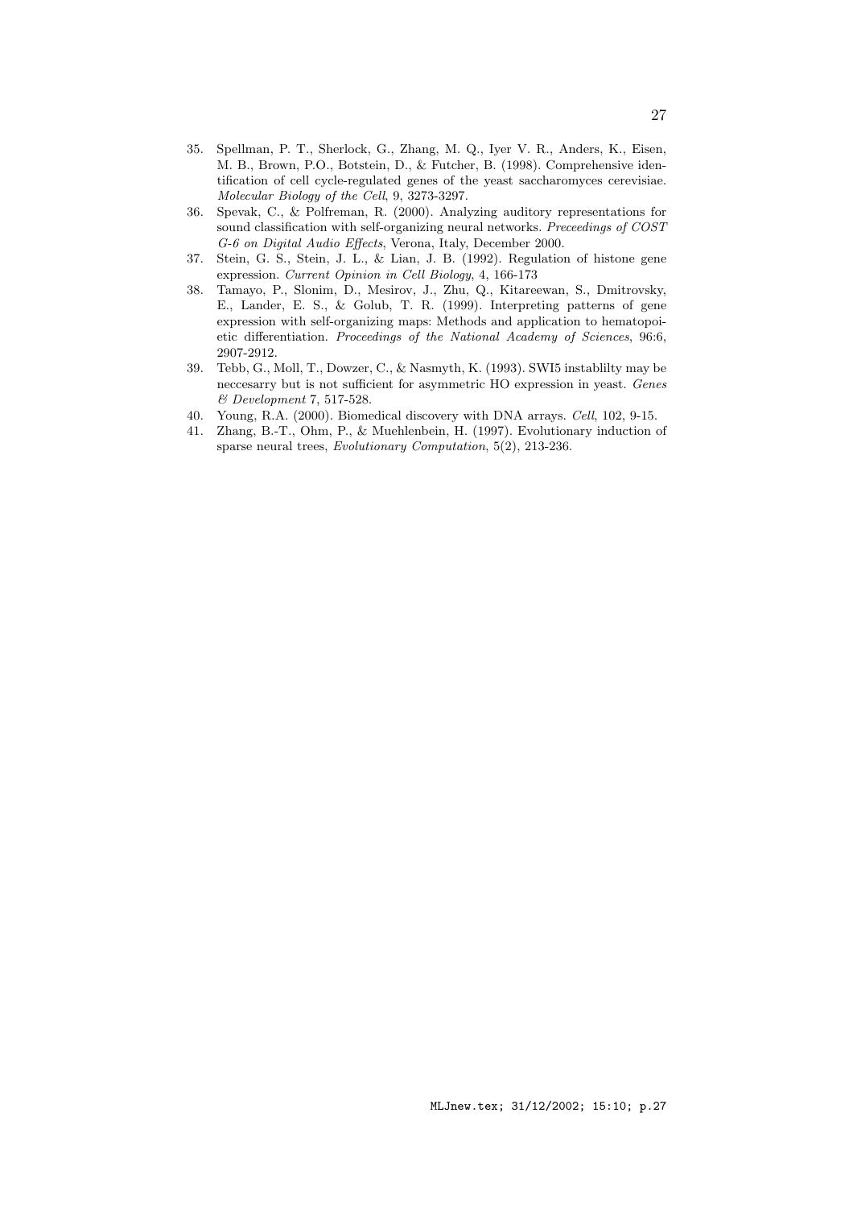35. Spellman, P. T., Sherlock, G., Zhang, M. Q., Iyer V. R., Anders, K., Eisen, M. B., Brown, P.O., Botstein, D., & Futcher, B. (1998). Comprehensive identification of cell cycle-regulated genes of the yeast saccharomyces cerevisiae. *Molecular Biology of the Cell*, 9, 3273-3297.
36. Spevak, C., & Polfreman, R. (2000). Analyzing auditory representations for sound classification with self-organizing neural networks. *Preceedings of COST G-6 on Digital Audio Effects*, Verona, Italy, December 2000.
37. Stein, G. S., Stein, J. L., & Lian, J. B. (1992). Regulation of histone gene expression. *Current Opinion in Cell Biology*, 4, 166-173
38. Tamayo, P., Slonim, D., Mesirov, J., Zhu, Q., Kitareewan, S., Dmitrovsky, E., Lander, E. S., & Golub, T. R. (1999). Interpreting patterns of gene expression with self-organizing maps: Methods and application to hematopoietic differentiation. *Proceedings of the National Academy of Sciences*, 96:6, 2907-2912.
39. Tebb, G., Moll, T., Dowzer, C., & Nasmyth, K. (1993). SWI5 instablilty may be neccesarry but is not sufficient for asymmetric HO expression in yeast. *Genes & Development* 7, 517-528.
40. Young, R.A. (2000). Biomedical discovery with DNA arrays. *Cell*, 102, 9-15.
41. Zhang, B.-T., Ohm, P., & Muehlenbein, H. (1997). Evolutionary induction of sparse neural trees, *Evolutionary Computation*, 5(2), 213-236.